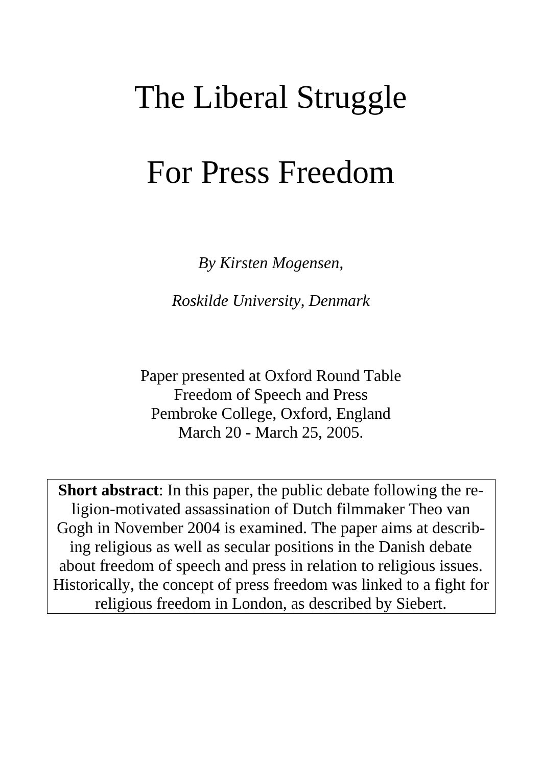# The Liberal Struggle

# For Press Freedom

*By Kirsten Mogensen,*

*Roskilde University, Denmark*

Paper presented at Oxford Round Table
Freedom of Speech and Press
Pembroke College, Oxford, England
March 20 - March 25, 2005.

**Short abstract**: In this paper, the public debate following the religion-motivated assassination of Dutch filmmaker Theo van Gogh in November 2004 is examined. The paper aims at describing religious as well as secular positions in the Danish debate about freedom of speech and press in relation to religious issues. Historically, the concept of press freedom was linked to a fight for religious freedom in London, as described by Siebert.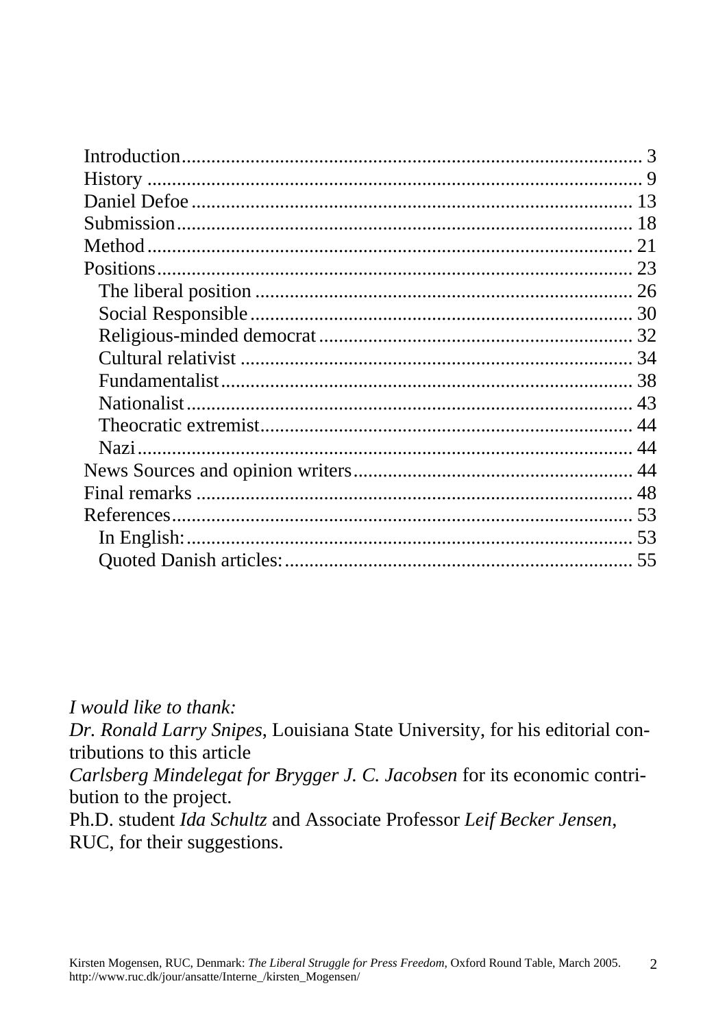Introduction ............ 3
History ............ 9
Daniel Defoe ............ 13
Submission ............ 18
Method ............ 21
Positions ............ 23
- The liberal position ............ 26
- Social Responsible ............ 30
- Religious-minded democrat ............ 32
- Cultural relativist ............ 34
- Fundamentalist ............ 38
- Nationalist ............ 43
- Theocratic extremist ............ 44
- Nazi ............ 44

News Sources and opinion writers ............ 44
Final remarks ............ 48
References ............ 53
- In English: ............ 53
- Quoted Danish articles: ............ 55

*I would like to thank:*
*Dr. Ronald Larry Snipes*, Louisiana State University, for his editorial contributions to this article
*Carlsberg Mindelegat for Brygger J. C. Jacobsen* for its economic contribution to the project.
Ph.D. student *Ida Schultz* and Associate Professor *Leif Becker Jensen*, RUC, for their suggestions.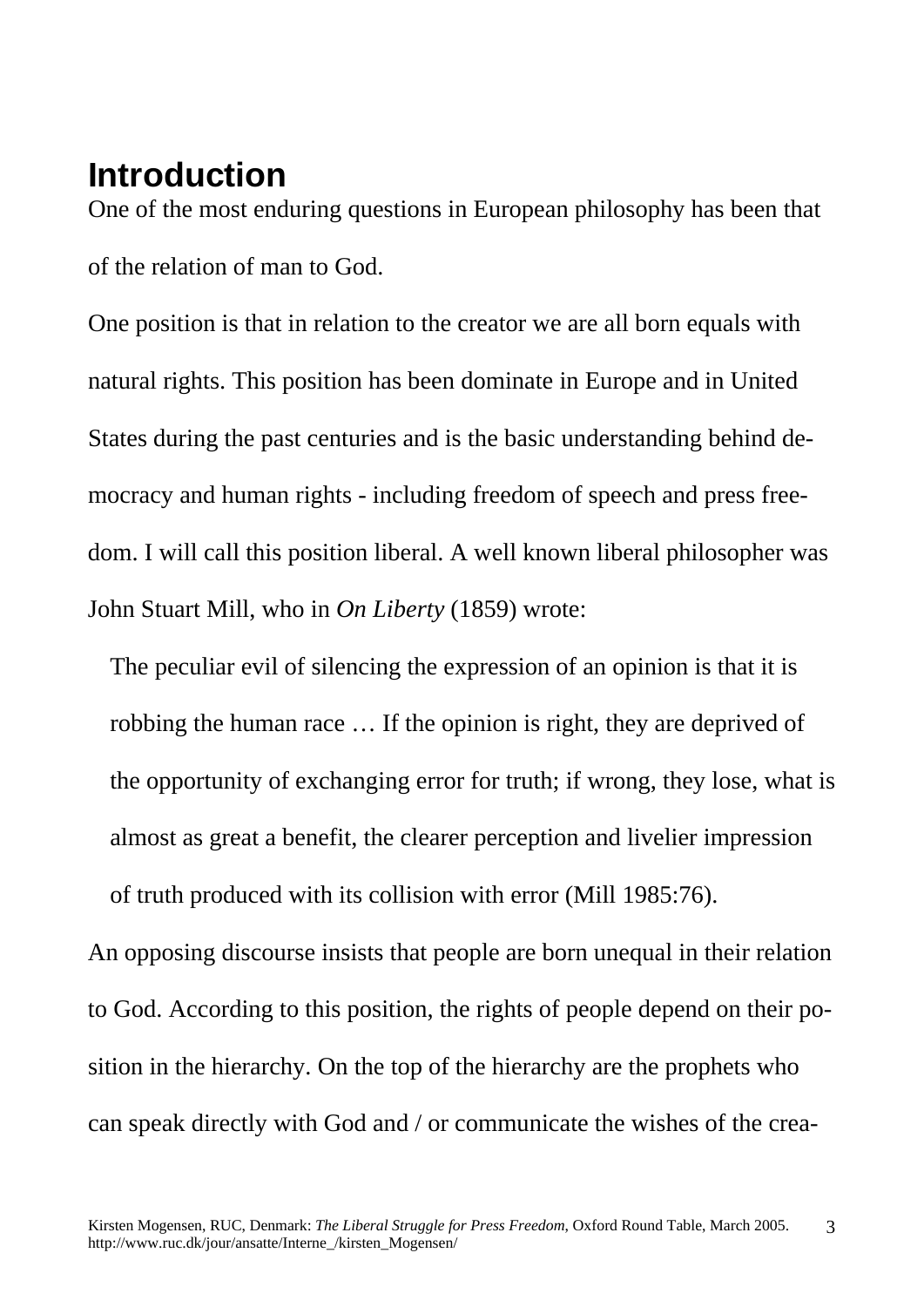## Introduction

One of the most enduring questions in European philosophy has been that of the relation of man to God.

One position is that in relation to the creator we are all born equals with natural rights. This position has been dominate in Europe and in United States during the past centuries and is the basic understanding behind democracy and human rights - including freedom of speech and press freedom. I will call this position liberal. A well known liberal philosopher was John Stuart Mill, who in *On Liberty* (1859) wrote:

> The peculiar evil of silencing the expression of an opinion is that it is robbing the human race … If the opinion is right, they are deprived of the opportunity of exchanging error for truth; if wrong, they lose, what is almost as great a benefit, the clearer perception and livelier impression of truth produced with its collision with error (Mill 1985:76).

An opposing discourse insists that people are born unequal in their relation to God. According to this position, the rights of people depend on their position in the hierarchy. On the top of the hierarchy are the prophets who can speak directly with God and / or communicate the wishes of the crea-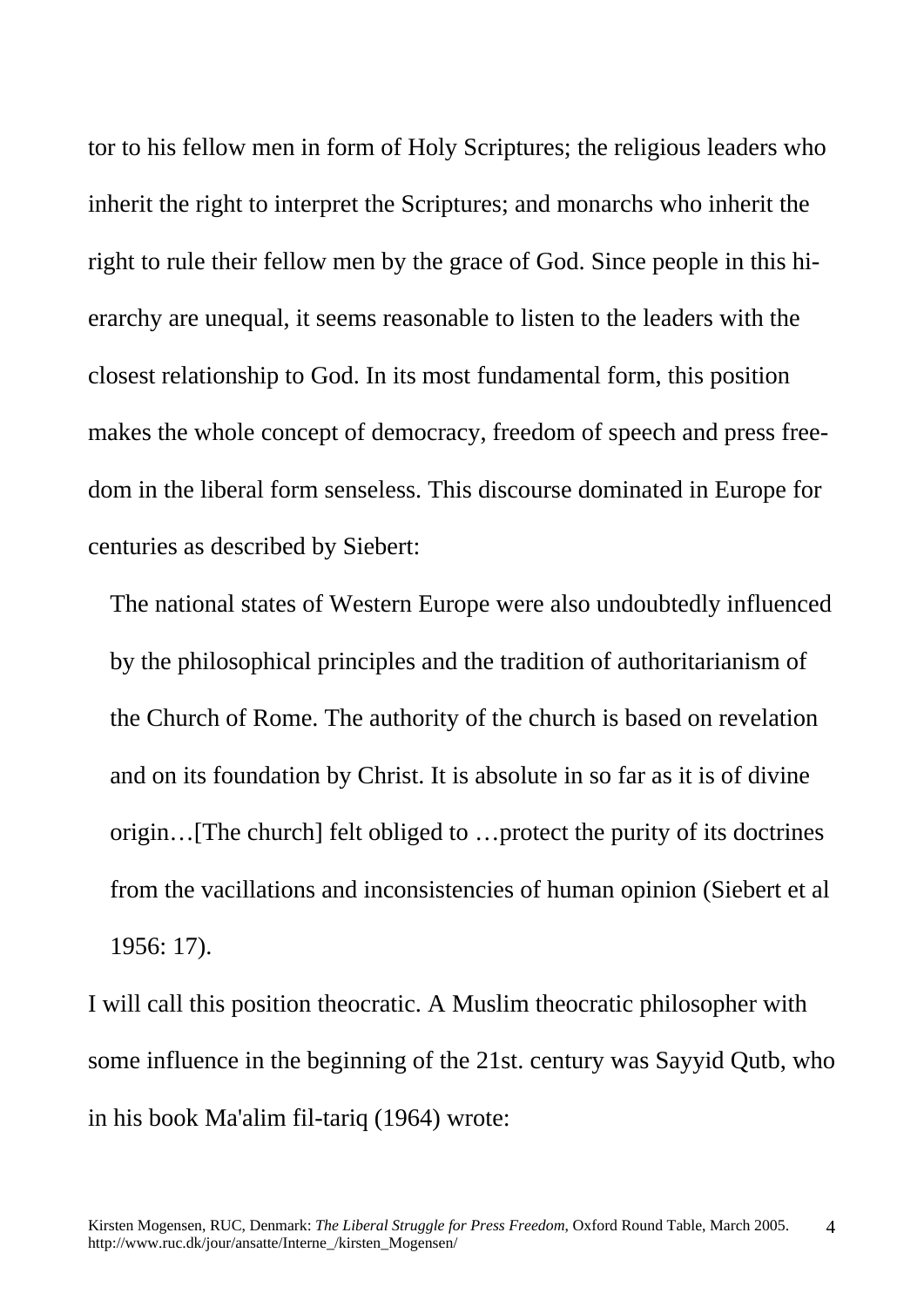tor to his fellow men in form of Holy Scriptures; the religious leaders who inherit the right to interpret the Scriptures; and monarchs who inherit the right to rule their fellow men by the grace of God. Since people in this hierarchy are unequal, it seems reasonable to listen to the leaders with the closest relationship to God. In its most fundamental form, this position makes the whole concept of democracy, freedom of speech and press freedom in the liberal form senseless. This discourse dominated in Europe for centuries as described by Siebert:

> The national states of Western Europe were also undoubtedly influenced by the philosophical principles and the tradition of authoritarianism of the Church of Rome. The authority of the church is based on revelation and on its foundation by Christ. It is absolute in so far as it is of divine origin…[The church] felt obliged to …protect the purity of its doctrines from the vacillations and inconsistencies of human opinion (Siebert et al 1956: 17).

I will call this position theocratic. A Muslim theocratic philosopher with some influence in the beginning of the 21st. century was Sayyid Qutb, who in his book Ma'alim fil-tariq (1964) wrote: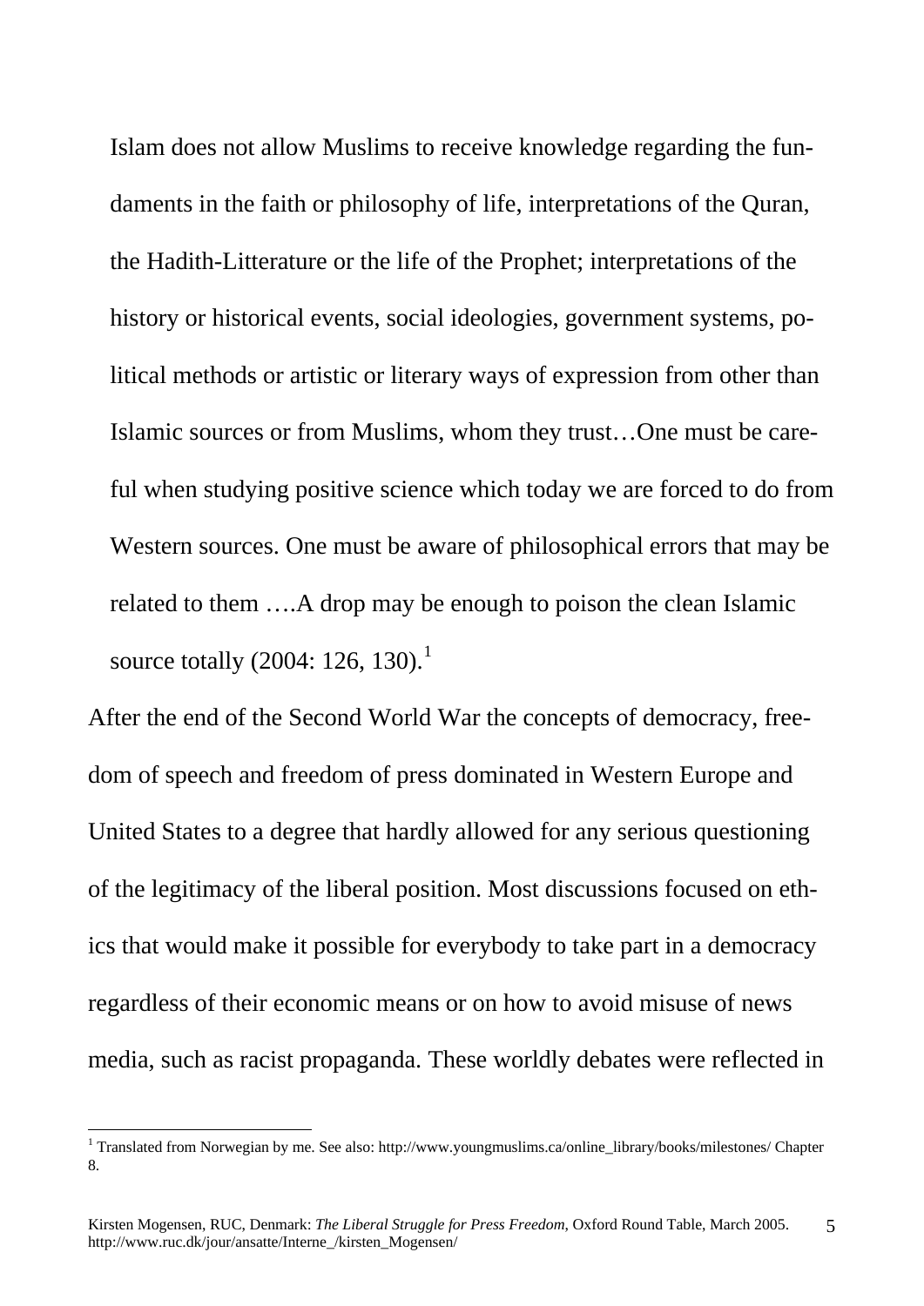> Islam does not allow Muslims to receive knowledge regarding the fundaments in the faith or philosophy of life, interpretations of the Quran, the Hadith-Litterature or the life of the Prophet; interpretations of the history or historical events, social ideologies, government systems, political methods or artistic or literary ways of expression from other than Islamic sources or from Muslims, whom they trust…One must be careful when studying positive science which today we are forced to do from Western sources. One must be aware of philosophical errors that may be related to them ….A drop may be enough to poison the clean Islamic source totally (2004: 126, 130).[1]

After the end of the Second World War the concepts of democracy, freedom of speech and freedom of press dominated in Western Europe and United States to a degree that hardly allowed for any serious questioning of the legitimacy of the liberal position. Most discussions focused on ethics that would make it possible for everybody to take part in a democracy regardless of their economic means or on how to avoid misuse of news media, such as racist propaganda. These worldly debates were reflected in

[1] Translated from Norwegian by me. See also: http://www.youngmuslims.ca/online_library/books/milestones/ Chapter 8.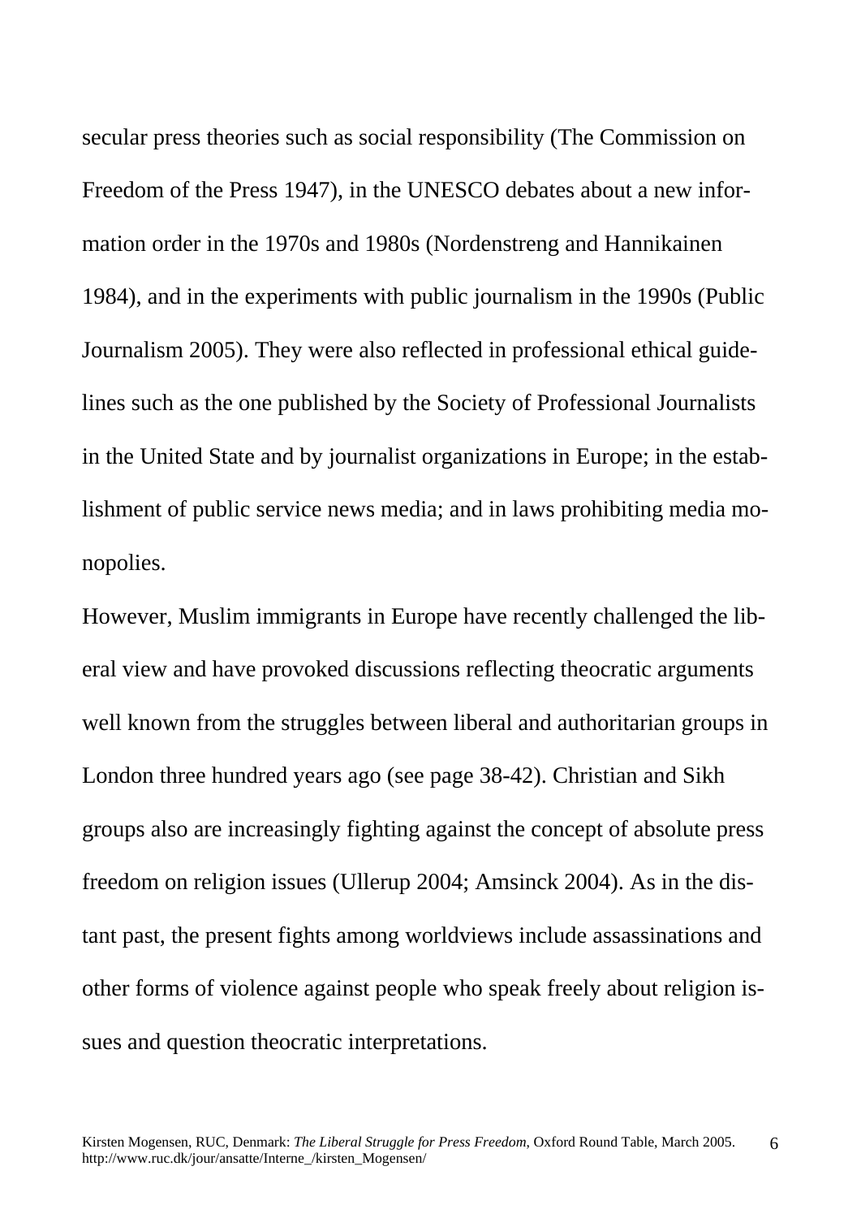secular press theories such as social responsibility (The Commission on Freedom of the Press 1947), in the UNESCO debates about a new information order in the 1970s and 1980s (Nordenstreng and Hannikainen 1984), and in the experiments with public journalism in the 1990s (Public Journalism 2005). They were also reflected in professional ethical guidelines such as the one published by the Society of Professional Journalists in the United State and by journalist organizations in Europe; in the establishment of public service news media; and in laws prohibiting media monopolies.

However, Muslim immigrants in Europe have recently challenged the liberal view and have provoked discussions reflecting theocratic arguments well known from the struggles between liberal and authoritarian groups in London three hundred years ago (see page 38-42). Christian and Sikh groups also are increasingly fighting against the concept of absolute press freedom on religion issues (Ullerup 2004; Amsinck 2004). As in the distant past, the present fights among worldviews include assassinations and other forms of violence against people who speak freely about religion issues and question theocratic interpretations.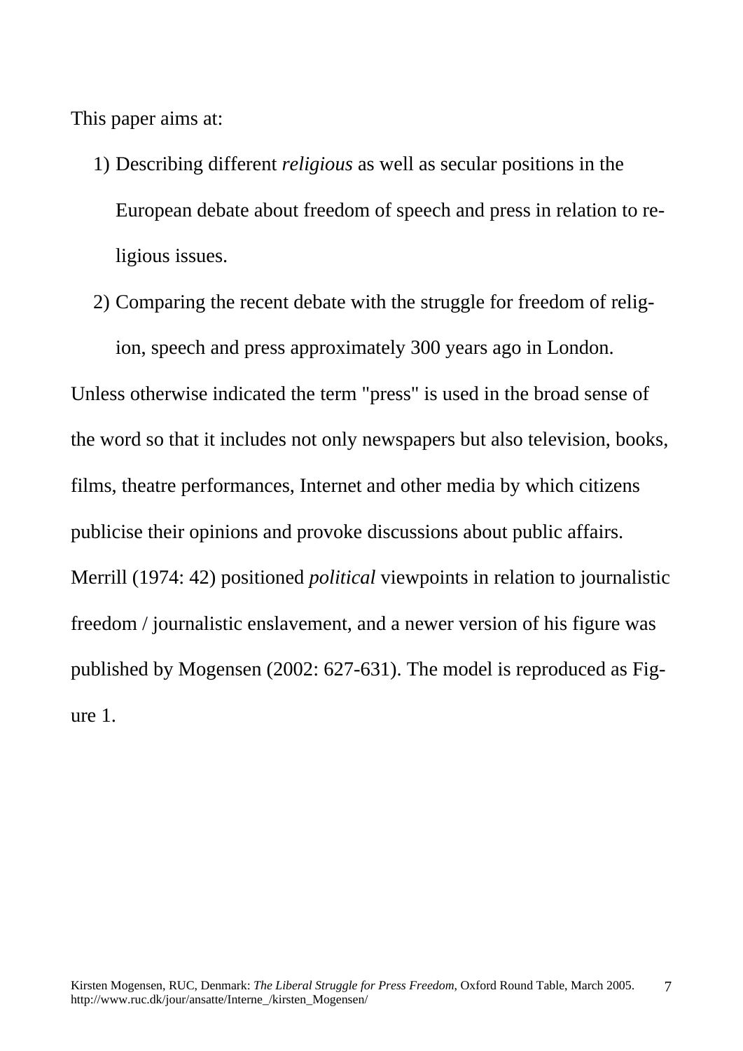This paper aims at:

1) Describing different *religious* as well as secular positions in the European debate about freedom of speech and press in relation to religious issues.
2) Comparing the recent debate with the struggle for freedom of religion, speech and press approximately 300 years ago in London.

Unless otherwise indicated the term "press" is used in the broad sense of the word so that it includes not only newspapers but also television, books, films, theatre performances, Internet and other media by which citizens publicise their opinions and provoke discussions about public affairs. Merrill (1974: 42) positioned *political* viewpoints in relation to journalistic freedom / journalistic enslavement, and a newer version of his figure was published by Mogensen (2002: 627-631). The model is reproduced as Figure 1.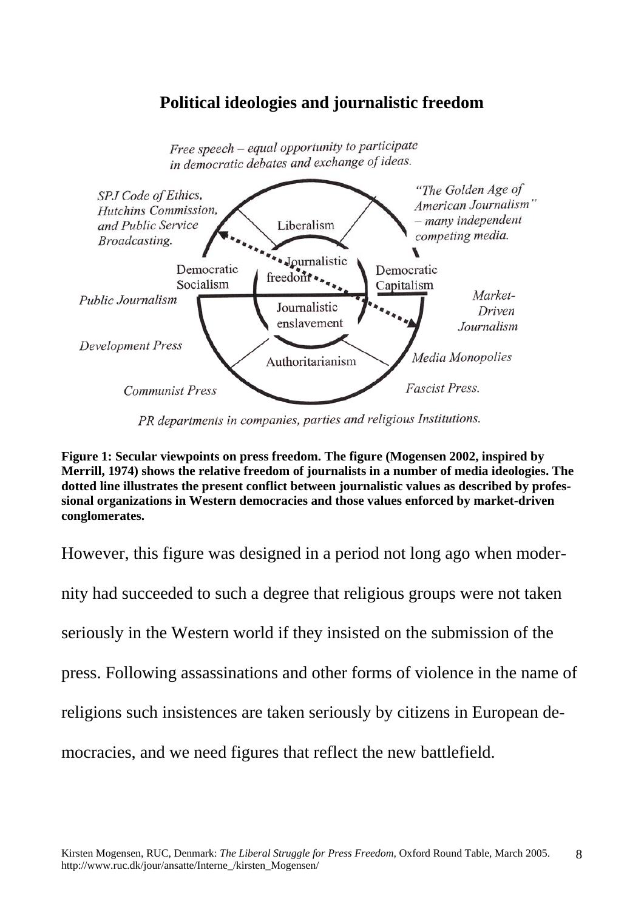## Political ideologies and journalistic freedom

*Free speech – equal opportunity to participate in democratic debates and exchange of ideas.*

*SPJ Code of Ethics, Hutchins Commission, and Public Service Broadcasting.*

*"The Golden Age of American Journalism" – many independent competing media.*

Liberalism

Journalistic freedom

Democratic Socialism

Democratic Capitalism

*Public Journalism*

*Market-Driven Journalism*

Journalistic enslavement

*Development Press*

Authoritarianism

*Media Monopolies*

*Communist Press*

*Fascist Press.*

*PR departments in companies, parties and religious Institutions.*

**Figure 1: Secular viewpoints on press freedom. The figure (Mogensen 2002, inspired by Merrill, 1974) shows the relative freedom of journalists in a number of media ideologies. The dotted line illustrates the present conflict between journalistic values as described by professional organizations in Western democracies and those values enforced by market-driven conglomerates.**

However, this figure was designed in a period not long ago when modernity had succeeded to such a degree that religious groups were not taken seriously in the Western world if they insisted on the submission of the press. Following assassinations and other forms of violence in the name of religions such insistences are taken seriously by citizens in European democracies, and we need figures that reflect the new battlefield.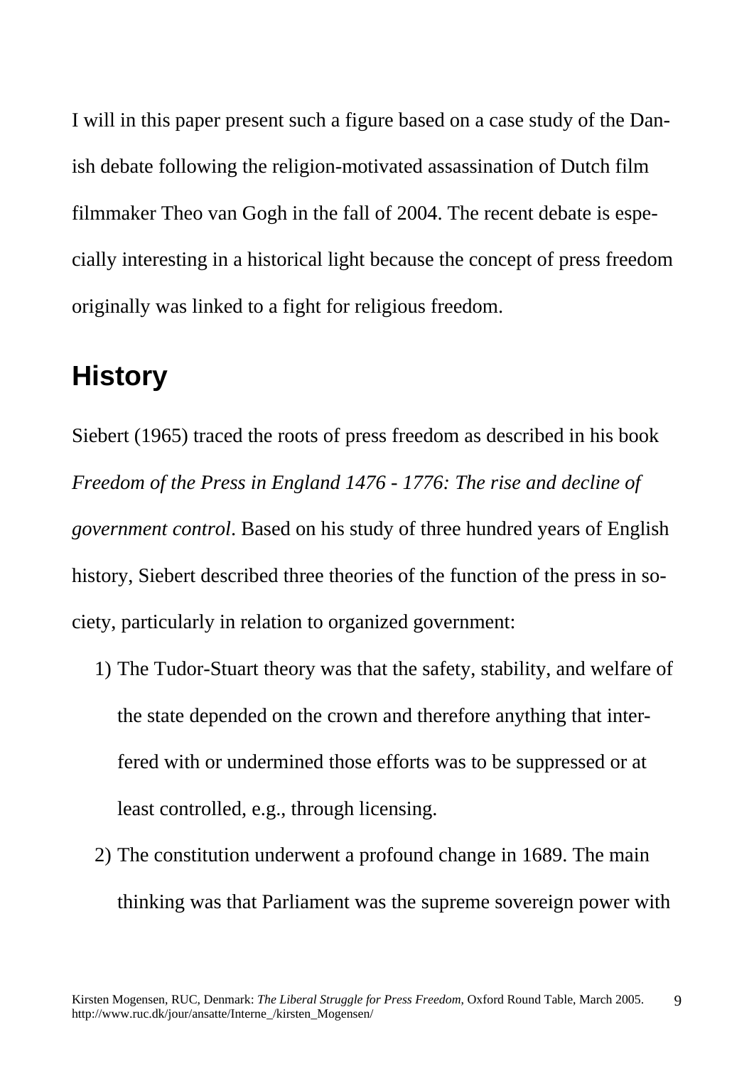I will in this paper present such a figure based on a case study of the Danish debate following the religion-motivated assassination of Dutch film filmmaker Theo van Gogh in the fall of 2004. The recent debate is especially interesting in a historical light because the concept of press freedom originally was linked to a fight for religious freedom.

## History

Siebert (1965) traced the roots of press freedom as described in his book *Freedom of the Press in England 1476 - 1776: The rise and decline of government control*. Based on his study of three hundred years of English history, Siebert described three theories of the function of the press in society, particularly in relation to organized government:

1) The Tudor-Stuart theory was that the safety, stability, and welfare of the state depended on the crown and therefore anything that interfered with or undermined those efforts was to be suppressed or at least controlled, e.g., through licensing.
2) The constitution underwent a profound change in 1689. The main thinking was that Parliament was the supreme sovereign power with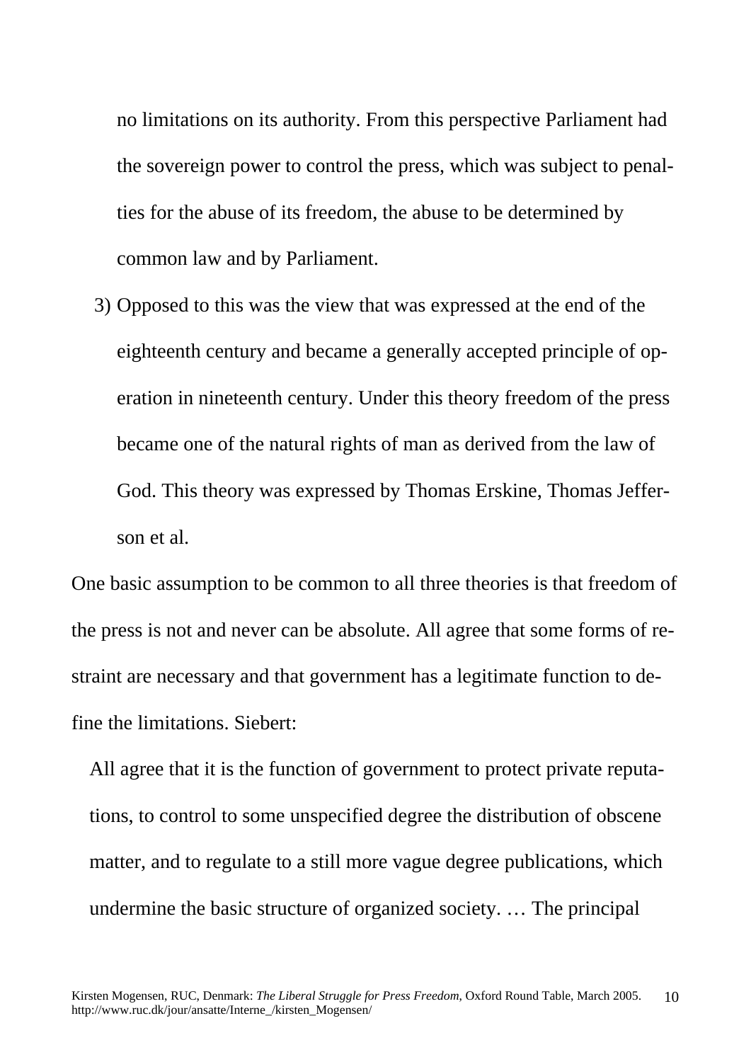no limitations on its authority. From this perspective Parliament had the sovereign power to control the press, which was subject to penalties for the abuse of its freedom, the abuse to be determined by common law and by Parliament.

3) Opposed to this was the view that was expressed at the end of the eighteenth century and became a generally accepted principle of operation in nineteenth century. Under this theory freedom of the press became one of the natural rights of man as derived from the law of God. This theory was expressed by Thomas Erskine, Thomas Jefferson et al.

One basic assumption to be common to all three theories is that freedom of the press is not and never can be absolute. All agree that some forms of restraint are necessary and that government has a legitimate function to define the limitations. Siebert:

> All agree that it is the function of government to protect private reputations, to control to some unspecified degree the distribution of obscene matter, and to regulate to a still more vague degree publications, which undermine the basic structure of organized society. … The principal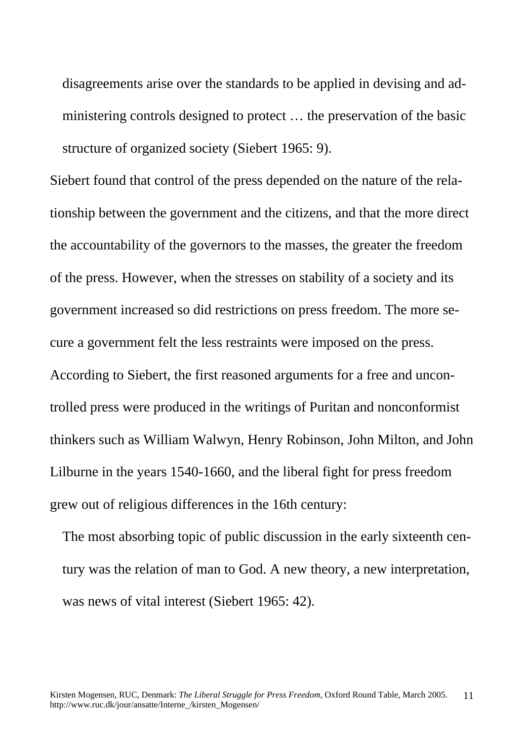> disagreements arise over the standards to be applied in devising and administering controls designed to protect … the preservation of the basic structure of organized society (Siebert 1965: 9).

Siebert found that control of the press depended on the nature of the relationship between the government and the citizens, and that the more direct the accountability of the governors to the masses, the greater the freedom of the press. However, when the stresses on stability of a society and its government increased so did restrictions on press freedom. The more secure a government felt the less restraints were imposed on the press. According to Siebert, the first reasoned arguments for a free and uncontrolled press were produced in the writings of Puritan and nonconformist thinkers such as William Walwyn, Henry Robinson, John Milton, and John Lilburne in the years 1540-1660, and the liberal fight for press freedom grew out of religious differences in the 16th century:

> The most absorbing topic of public discussion in the early sixteenth century was the relation of man to God. A new theory, a new interpretation, was news of vital interest (Siebert 1965: 42).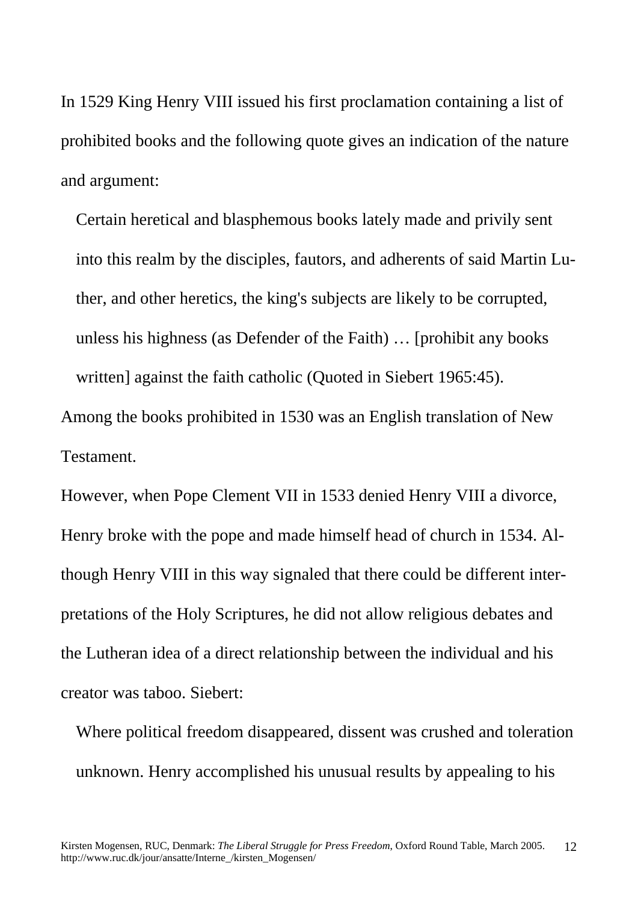In 1529 King Henry VIII issued his first proclamation containing a list of prohibited books and the following quote gives an indication of the nature and argument:

> Certain heretical and blasphemous books lately made and privily sent into this realm by the disciples, fautors, and adherents of said Martin Luther, and other heretics, the king's subjects are likely to be corrupted, unless his highness (as Defender of the Faith) … [prohibit any books written] against the faith catholic (Quoted in Siebert 1965:45).

Among the books prohibited in 1530 was an English translation of New Testament.

However, when Pope Clement VII in 1533 denied Henry VIII a divorce, Henry broke with the pope and made himself head of church in 1534. Although Henry VIII in this way signaled that there could be different interpretations of the Holy Scriptures, he did not allow religious debates and the Lutheran idea of a direct relationship between the individual and his creator was taboo. Siebert:

> Where political freedom disappeared, dissent was crushed and toleration unknown. Henry accomplished his unusual results by appealing to his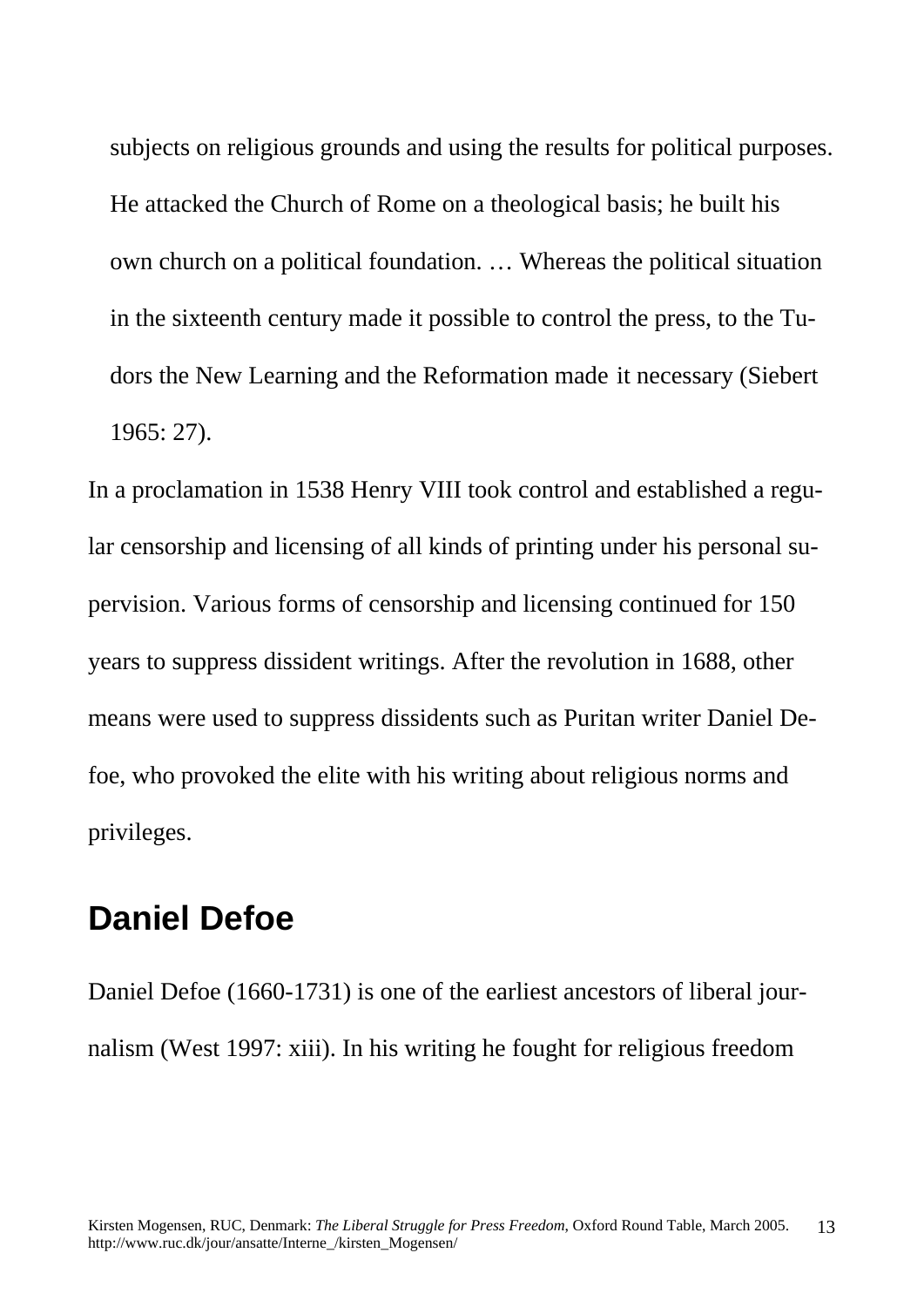> subjects on religious grounds and using the results for political purposes. He attacked the Church of Rome on a theological basis; he built his own church on a political foundation. … Whereas the political situation in the sixteenth century made it possible to control the press, to the Tudors the New Learning and the Reformation made it necessary (Siebert 1965: 27).

In a proclamation in 1538 Henry VIII took control and established a regular censorship and licensing of all kinds of printing under his personal supervision. Various forms of censorship and licensing continued for 150 years to suppress dissident writings. After the revolution in 1688, other means were used to suppress dissidents such as Puritan writer Daniel Defoe, who provoked the elite with his writing about religious norms and privileges.

## Daniel Defoe

Daniel Defoe (1660-1731) is one of the earliest ancestors of liberal journalism (West 1997: xiii). In his writing he fought for religious freedom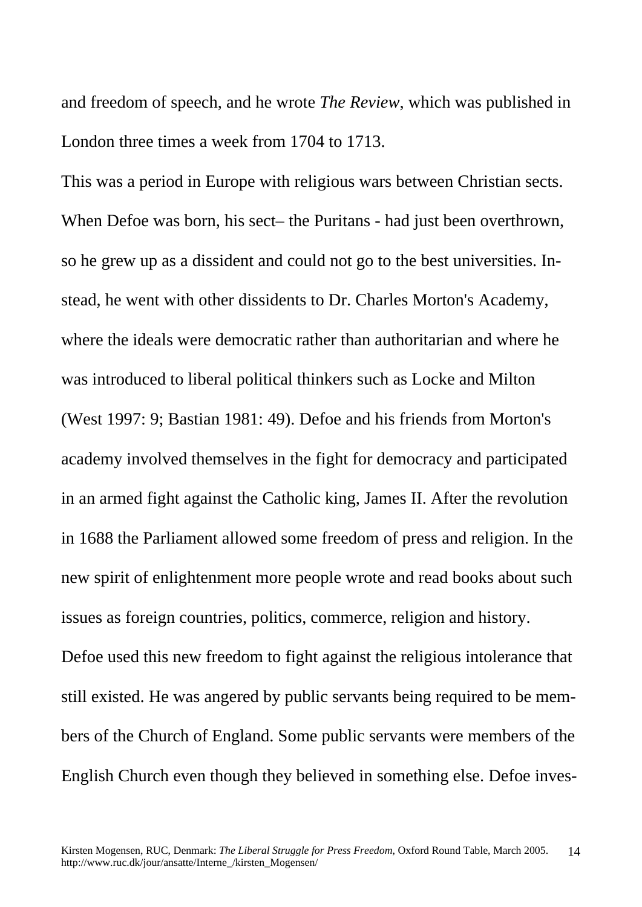and freedom of speech, and he wrote *The Review*, which was published in London three times a week from 1704 to 1713.

This was a period in Europe with religious wars between Christian sects. When Defoe was born, his sect– the Puritans - had just been overthrown, so he grew up as a dissident and could not go to the best universities. Instead, he went with other dissidents to Dr. Charles Morton's Academy, where the ideals were democratic rather than authoritarian and where he was introduced to liberal political thinkers such as Locke and Milton (West 1997: 9; Bastian 1981: 49). Defoe and his friends from Morton's academy involved themselves in the fight for democracy and participated in an armed fight against the Catholic king, James II. After the revolution in 1688 the Parliament allowed some freedom of press and religion. In the new spirit of enlightenment more people wrote and read books about such issues as foreign countries, politics, commerce, religion and history.

Defoe used this new freedom to fight against the religious intolerance that still existed. He was angered by public servants being required to be members of the Church of England. Some public servants were members of the English Church even though they believed in something else. Defoe inves-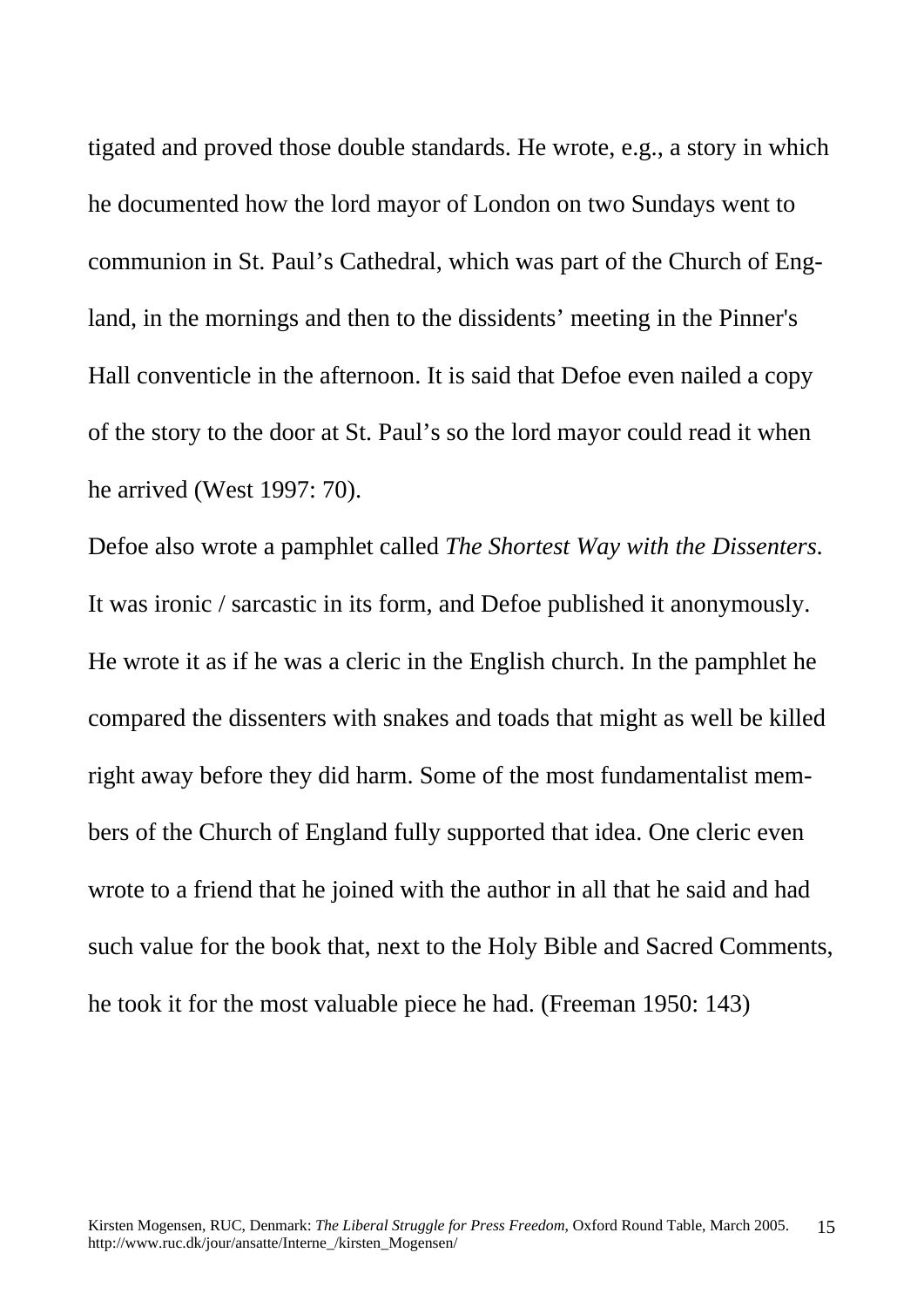tigated and proved those double standards. He wrote, e.g., a story in which he documented how the lord mayor of London on two Sundays went to communion in St. Paul’s Cathedral, which was part of the Church of England, in the mornings and then to the dissidents’ meeting in the Pinner's Hall conventicle in the afternoon. It is said that Defoe even nailed a copy of the story to the door at St. Paul’s so the lord mayor could read it when he arrived (West 1997: 70).

Defoe also wrote a pamphlet called *The Shortest Way with the Dissenters*. It was ironic / sarcastic in its form, and Defoe published it anonymously. He wrote it as if he was a cleric in the English church. In the pamphlet he compared the dissenters with snakes and toads that might as well be killed right away before they did harm. Some of the most fundamentalist members of the Church of England fully supported that idea. One cleric even wrote to a friend that he joined with the author in all that he said and had such value for the book that, next to the Holy Bible and Sacred Comments, he took it for the most valuable piece he had. (Freeman 1950: 143)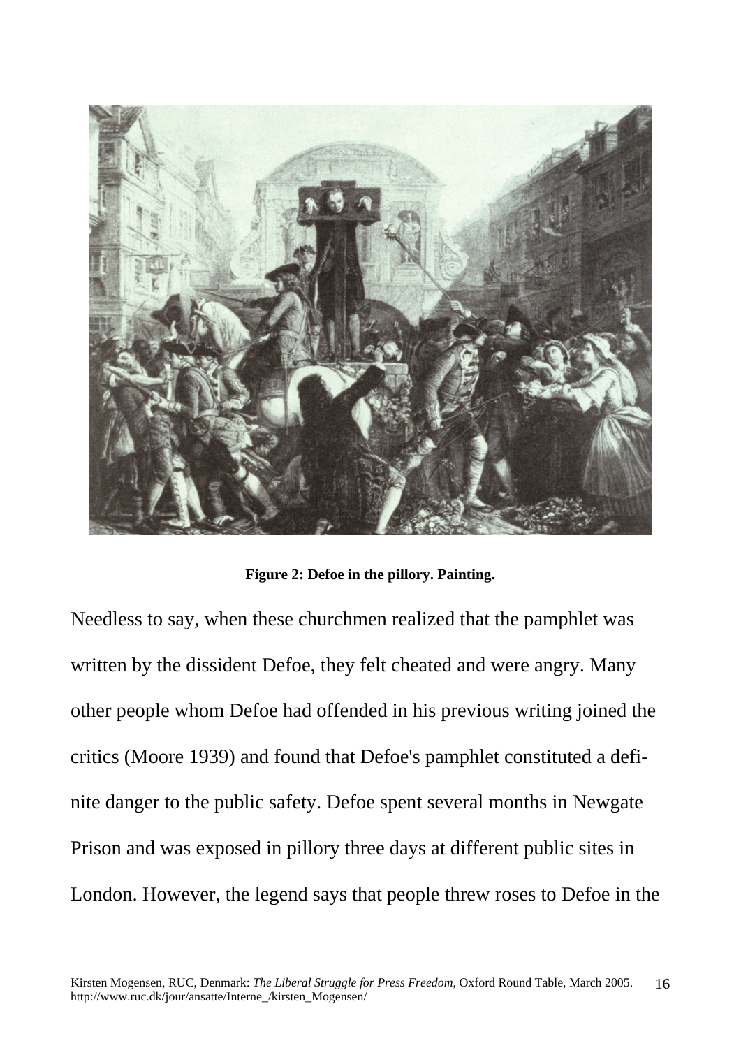**Figure 2: Defoe in the pillory. Painting.**

Needless to say, when these churchmen realized that the pamphlet was written by the dissident Defoe, they felt cheated and were angry. Many other people whom Defoe had offended in his previous writing joined the critics (Moore 1939) and found that Defoe's pamphlet constituted a definite danger to the public safety. Defoe spent several months in Newgate Prison and was exposed in pillory three days at different public sites in London. However, the legend says that people threw roses to Defoe in the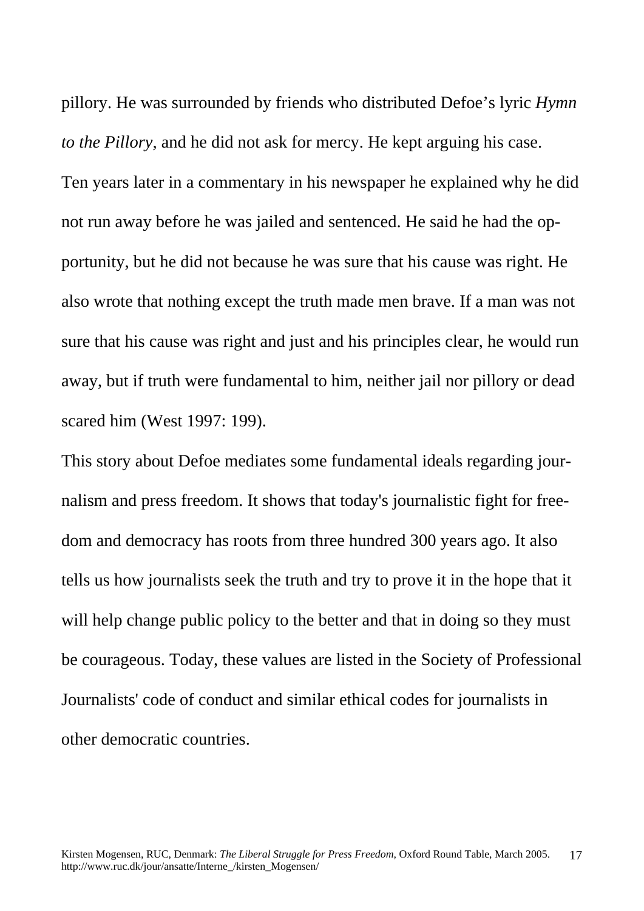pillory. He was surrounded by friends who distributed Defoe's lyric *Hymn to the Pillory*, and he did not ask for mercy. He kept arguing his case.

Ten years later in a commentary in his newspaper he explained why he did not run away before he was jailed and sentenced. He said he had the opportunity, but he did not because he was sure that his cause was right. He also wrote that nothing except the truth made men brave. If a man was not sure that his cause was right and just and his principles clear, he would run away, but if truth were fundamental to him, neither jail nor pillory or dead scared him (West 1997: 199).

This story about Defoe mediates some fundamental ideals regarding journalism and press freedom. It shows that today's journalistic fight for freedom and democracy has roots from three hundred 300 years ago. It also tells us how journalists seek the truth and try to prove it in the hope that it will help change public policy to the better and that in doing so they must be courageous. Today, these values are listed in the Society of Professional Journalists' code of conduct and similar ethical codes for journalists in other democratic countries.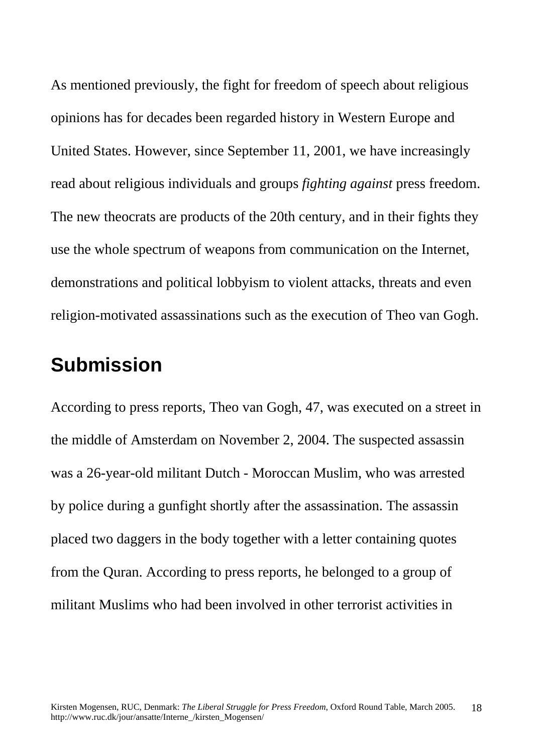As mentioned previously, the fight for freedom of speech about religious opinions has for decades been regarded history in Western Europe and United States. However, since September 11, 2001, we have increasingly read about religious individuals and groups *fighting against* press freedom. The new theocrats are products of the 20th century, and in their fights they use the whole spectrum of weapons from communication on the Internet, demonstrations and political lobbyism to violent attacks, threats and even religion-motivated assassinations such as the execution of Theo van Gogh.

## Submission

According to press reports, Theo van Gogh, 47, was executed on a street in the middle of Amsterdam on November 2, 2004. The suspected assassin was a 26-year-old militant Dutch - Moroccan Muslim, who was arrested by police during a gunfight shortly after the assassination. The assassin placed two daggers in the body together with a letter containing quotes from the Quran. According to press reports, he belonged to a group of militant Muslims who had been involved in other terrorist activities in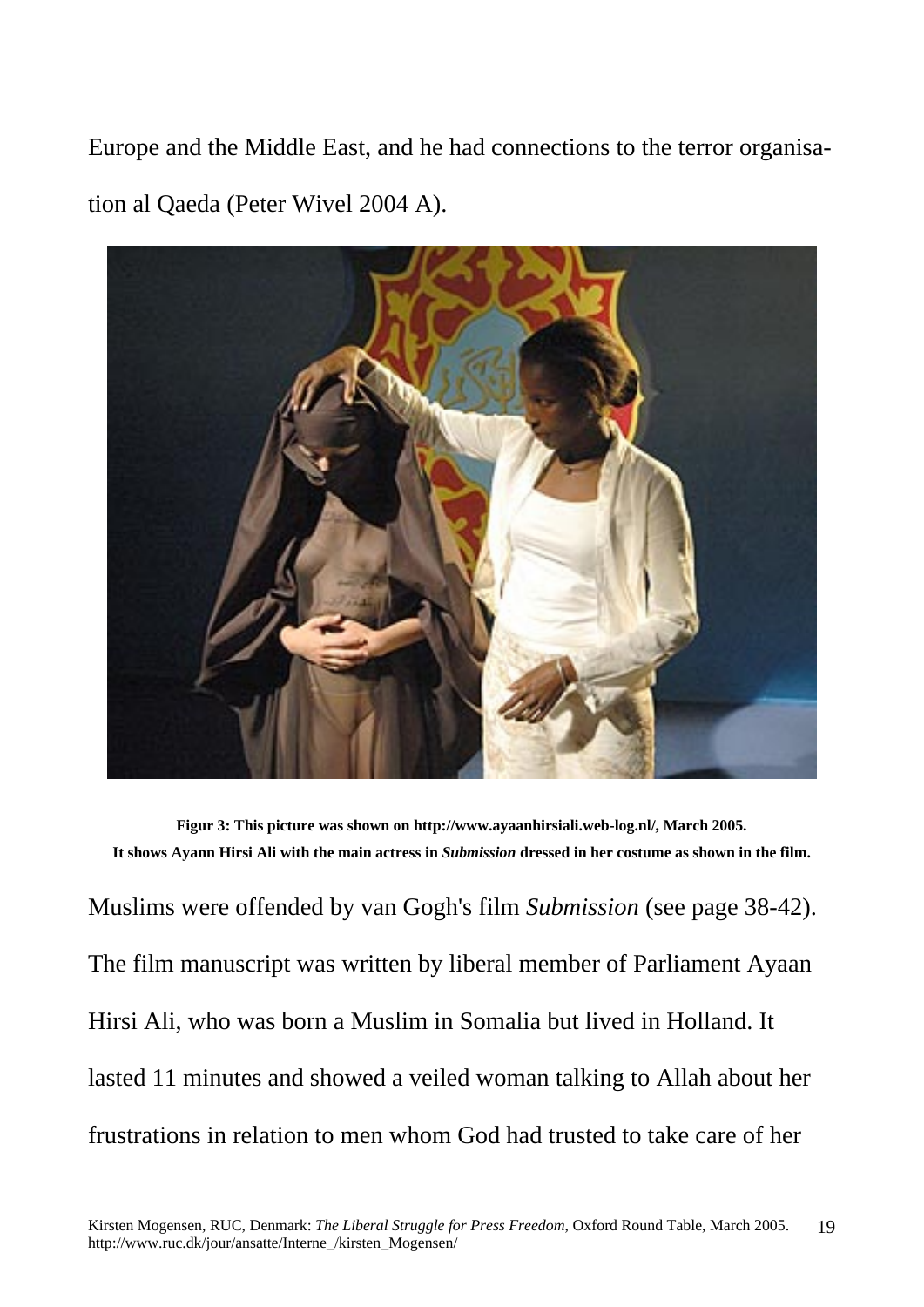Europe and the Middle East, and he had connections to the terror organisation al Qaeda (Peter Wivel 2004 A).

**Figur 3: This picture was shown on http://www.ayaanhirsiali.web-log.nl/, March 2005. It shows Ayann Hirsi Ali with the main actress in *Submission* dressed in her costume as shown in the film.**

Muslims were offended by van Gogh's film *Submission* (see page 38-42). The film manuscript was written by liberal member of Parliament Ayaan Hirsi Ali, who was born a Muslim in Somalia but lived in Holland. It lasted 11 minutes and showed a veiled woman talking to Allah about her frustrations in relation to men whom God had trusted to take care of her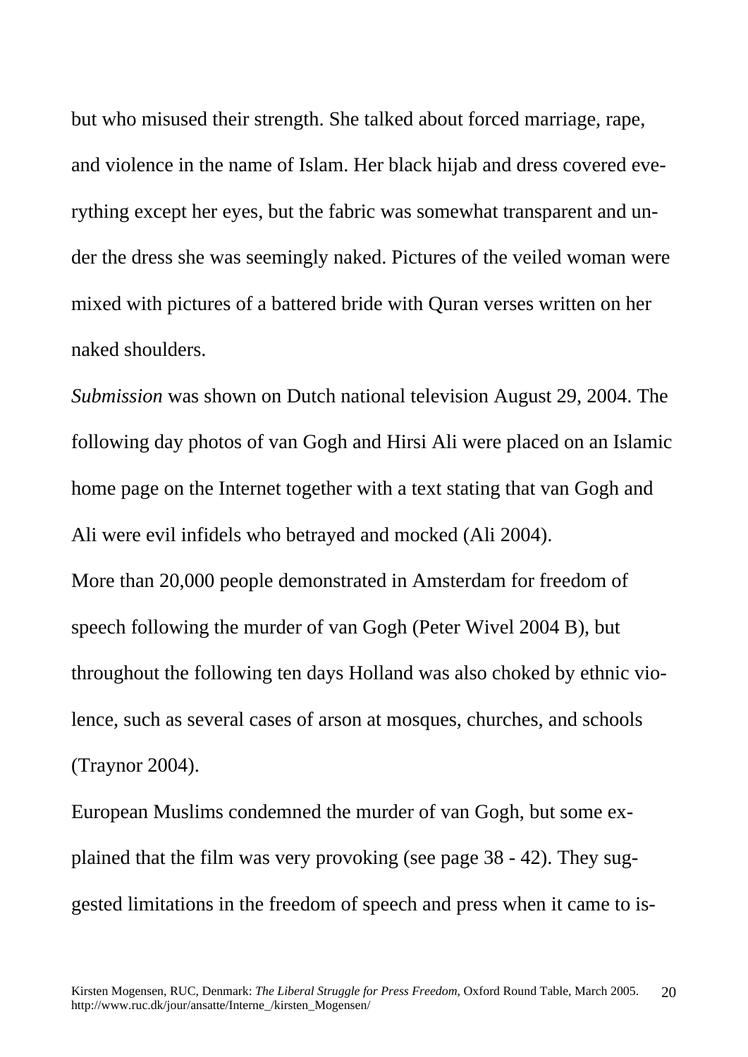but who misused their strength. She talked about forced marriage, rape, and violence in the name of Islam. Her black hijab and dress covered everything except her eyes, but the fabric was somewhat transparent and under the dress she was seemingly naked. Pictures of the veiled woman were mixed with pictures of a battered bride with Quran verses written on her naked shoulders.

*Submission* was shown on Dutch national television August 29, 2004. The following day photos of van Gogh and Hirsi Ali were placed on an Islamic home page on the Internet together with a text stating that van Gogh and Ali were evil infidels who betrayed and mocked (Ali 2004).

More than 20,000 people demonstrated in Amsterdam for freedom of speech following the murder of van Gogh (Peter Wivel 2004 B), but throughout the following ten days Holland was also choked by ethnic violence, such as several cases of arson at mosques, churches, and schools (Traynor 2004).

European Muslims condemned the murder of van Gogh, but some explained that the film was very provoking (see page 38 - 42). They suggested limitations in the freedom of speech and press when it came to is-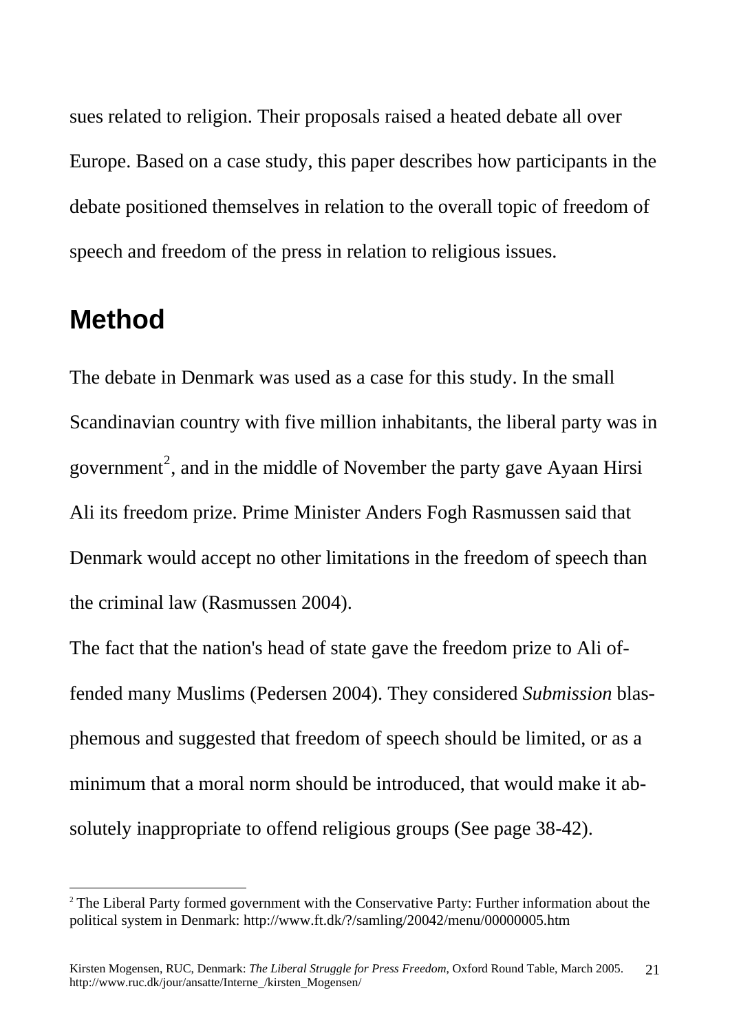sues related to religion. Their proposals raised a heated debate all over Europe. Based on a case study, this paper describes how participants in the debate positioned themselves in relation to the overall topic of freedom of speech and freedom of the press in relation to religious issues.

## Method

The debate in Denmark was used as a case for this study. In the small Scandinavian country with five million inhabitants, the liberal party was in government[2], and in the middle of November the party gave Ayaan Hirsi Ali its freedom prize. Prime Minister Anders Fogh Rasmussen said that Denmark would accept no other limitations in the freedom of speech than the criminal law (Rasmussen 2004).

The fact that the nation's head of state gave the freedom prize to Ali offended many Muslims (Pedersen 2004). They considered *Submission* blasphemous and suggested that freedom of speech should be limited, or as a minimum that a moral norm should be introduced, that would make it absolutely inappropriate to offend religious groups (See page 38-42).

---

[2] The Liberal Party formed government with the Conservative Party: Further information about the political system in Denmark: http://www.ft.dk/?/samling/20042/menu/00000005.htm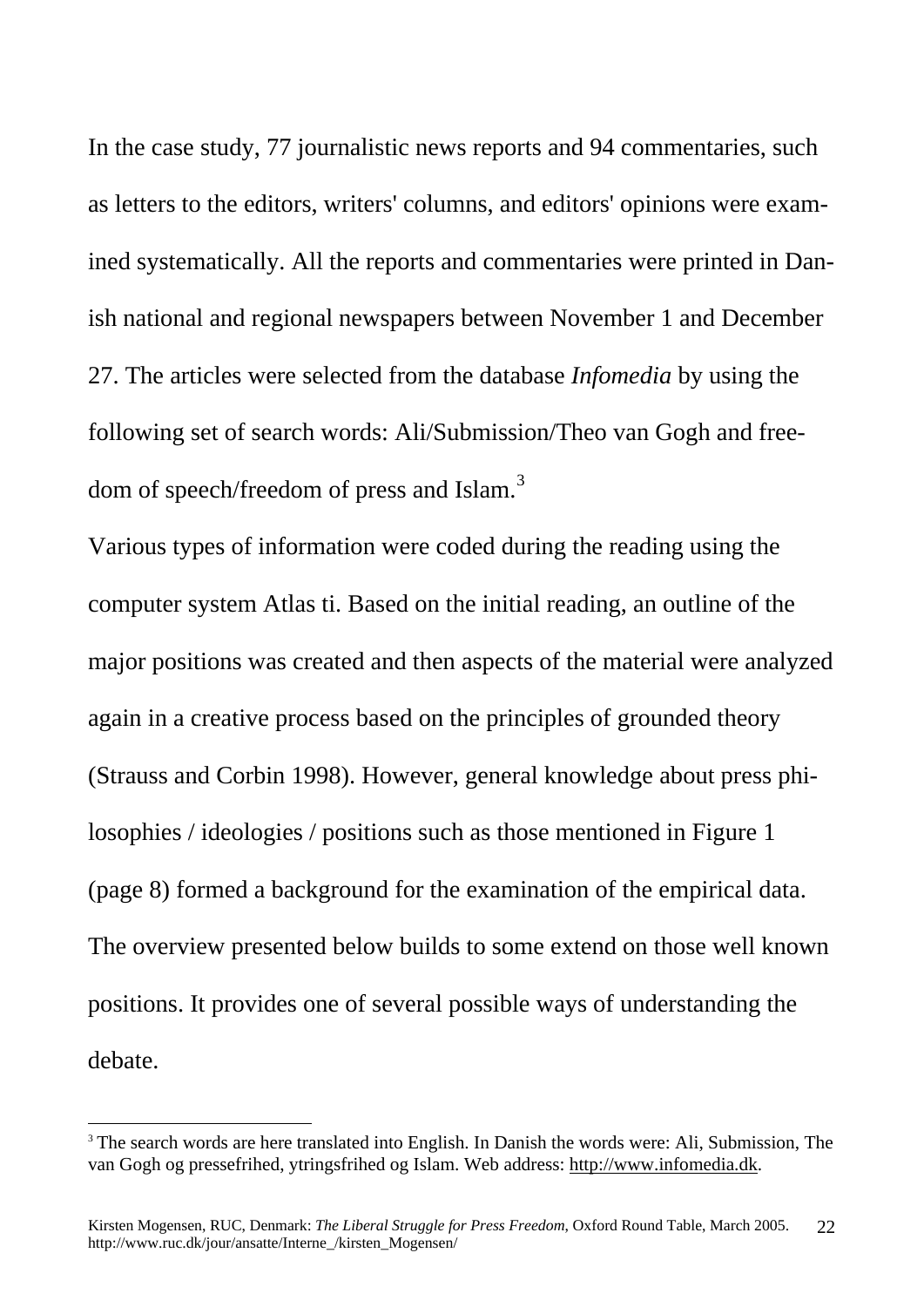In the case study, 77 journalistic news reports and 94 commentaries, such as letters to the editors, writers' columns, and editors' opinions were examined systematically. All the reports and commentaries were printed in Danish national and regional newspapers between November 1 and December 27. The articles were selected from the database *Infomedia* by using the following set of search words: Ali/Submission/Theo van Gogh and freedom of speech/freedom of press and Islam.[3]

Various types of information were coded during the reading using the computer system Atlas ti. Based on the initial reading, an outline of the major positions was created and then aspects of the material were analyzed again in a creative process based on the principles of grounded theory (Strauss and Corbin 1998). However, general knowledge about press philosophies / ideologies / positions such as those mentioned in Figure 1 (page 8) formed a background for the examination of the empirical data. The overview presented below builds to some extend on those well known positions. It provides one of several possible ways of understanding the debate.

[3] The search words are here translated into English. In Danish the words were: Ali, Submission, The van Gogh og pressefrihed, ytringsfrihed og Islam. Web address: http://www.infomedia.dk.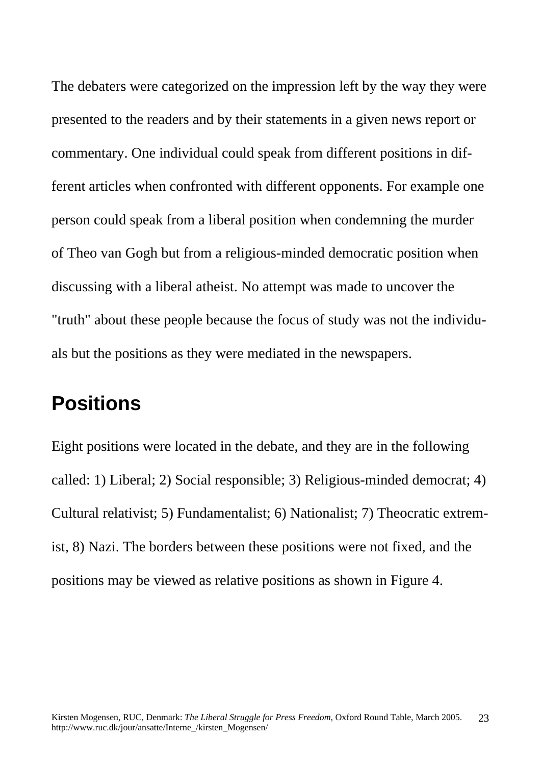The debaters were categorized on the impression left by the way they were presented to the readers and by their statements in a given news report or commentary. One individual could speak from different positions in different articles when confronted with different opponents. For example one person could speak from a liberal position when condemning the murder of Theo van Gogh but from a religious-minded democratic position when discussing with a liberal atheist. No attempt was made to uncover the "truth" about these people because the focus of study was not the individuals but the positions as they were mediated in the newspapers.

## Positions

Eight positions were located in the debate, and they are in the following called: 1) Liberal; 2) Social responsible; 3) Religious-minded democrat; 4) Cultural relativist; 5) Fundamentalist; 6) Nationalist; 7) Theocratic extremist, 8) Nazi. The borders between these positions were not fixed, and the positions may be viewed as relative positions as shown in Figure 4.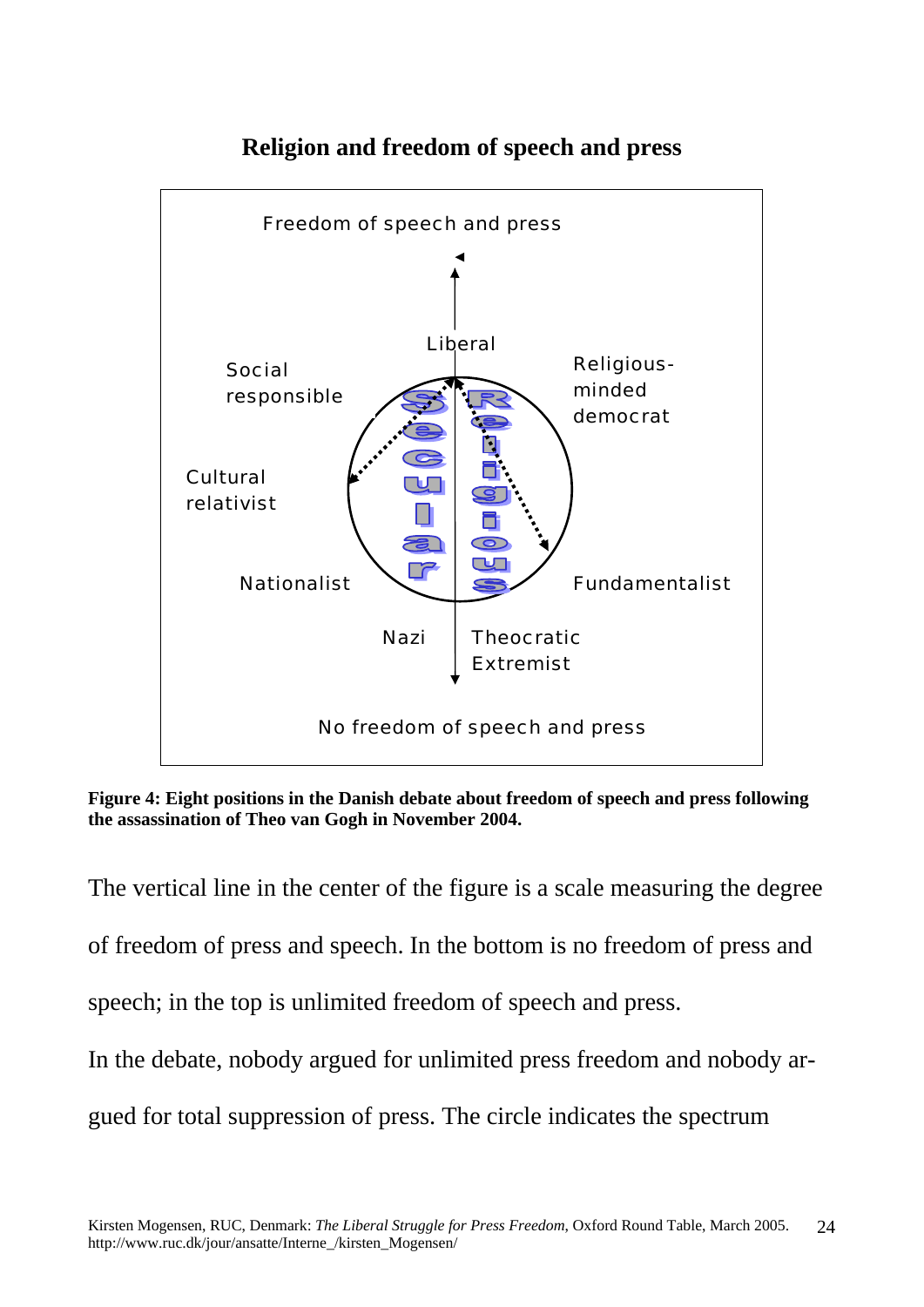## Religion and freedom of speech and press

Freedom of speech and press

Liberal

Social responsible

Religious-minded democrat

Cultural relativist

Secular

Religious

Nationalist

Fundamentalist

Nazi

Theocratic Extremist

No freedom of speech and press

**Figure 4: Eight positions in the Danish debate about freedom of speech and press following the assassination of Theo van Gogh in November 2004.**

The vertical line in the center of the figure is a scale measuring the degree of freedom of press and speech. In the bottom is no freedom of press and speech; in the top is unlimited freedom of speech and press.

In the debate, nobody argued for unlimited press freedom and nobody argued for total suppression of press. The circle indicates the spectrum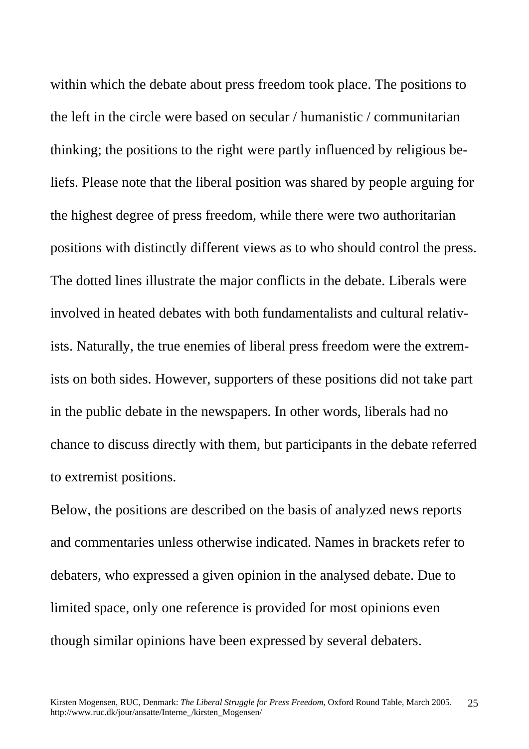within which the debate about press freedom took place. The positions to the left in the circle were based on secular / humanistic / communitarian thinking; the positions to the right were partly influenced by religious beliefs. Please note that the liberal position was shared by people arguing for the highest degree of press freedom, while there were two authoritarian positions with distinctly different views as to who should control the press. The dotted lines illustrate the major conflicts in the debate. Liberals were involved in heated debates with both fundamentalists and cultural relativists. Naturally, the true enemies of liberal press freedom were the extremists on both sides. However, supporters of these positions did not take part in the public debate in the newspapers. In other words, liberals had no chance to discuss directly with them, but participants in the debate referred to extremist positions.

Below, the positions are described on the basis of analyzed news reports and commentaries unless otherwise indicated. Names in brackets refer to debaters, who expressed a given opinion in the analysed debate. Due to limited space, only one reference is provided for most opinions even though similar opinions have been expressed by several debaters.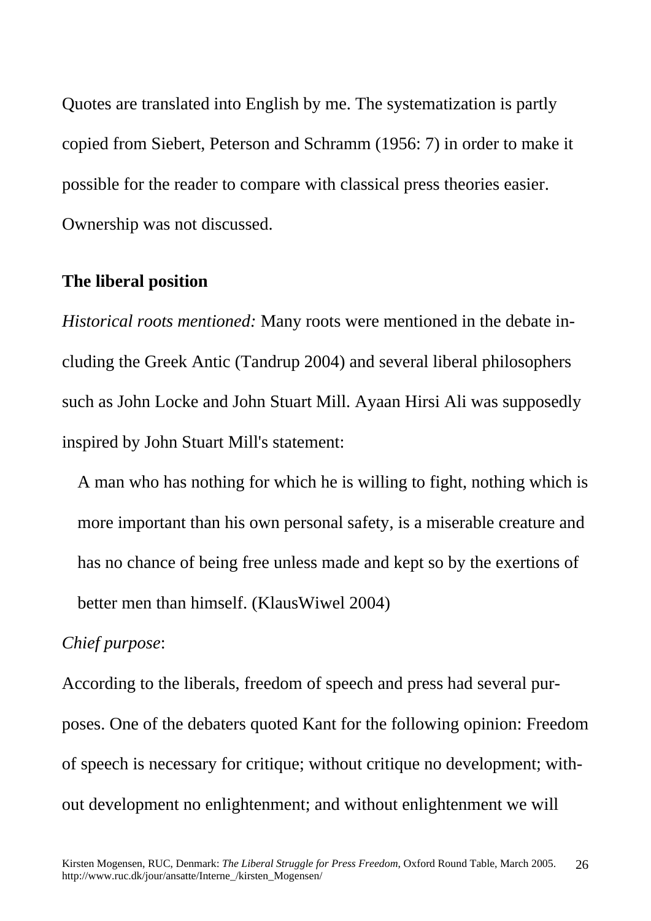Quotes are translated into English by me. The systematization is partly copied from Siebert, Peterson and Schramm (1956: 7) in order to make it possible for the reader to compare with classical press theories easier. Ownership was not discussed.

### The liberal position

*Historical roots mentioned:* Many roots were mentioned in the debate including the Greek Antic (Tandrup 2004) and several liberal philosophers such as John Locke and John Stuart Mill. Ayaan Hirsi Ali was supposedly inspired by John Stuart Mill's statement:

> A man who has nothing for which he is willing to fight, nothing which is more important than his own personal safety, is a miserable creature and has no chance of being free unless made and kept so by the exertions of better men than himself. (KlausWiwel 2004)

*Chief purpose*:

According to the liberals, freedom of speech and press had several purposes. One of the debaters quoted Kant for the following opinion: Freedom of speech is necessary for critique; without critique no development; without development no enlightenment; and without enlightenment we will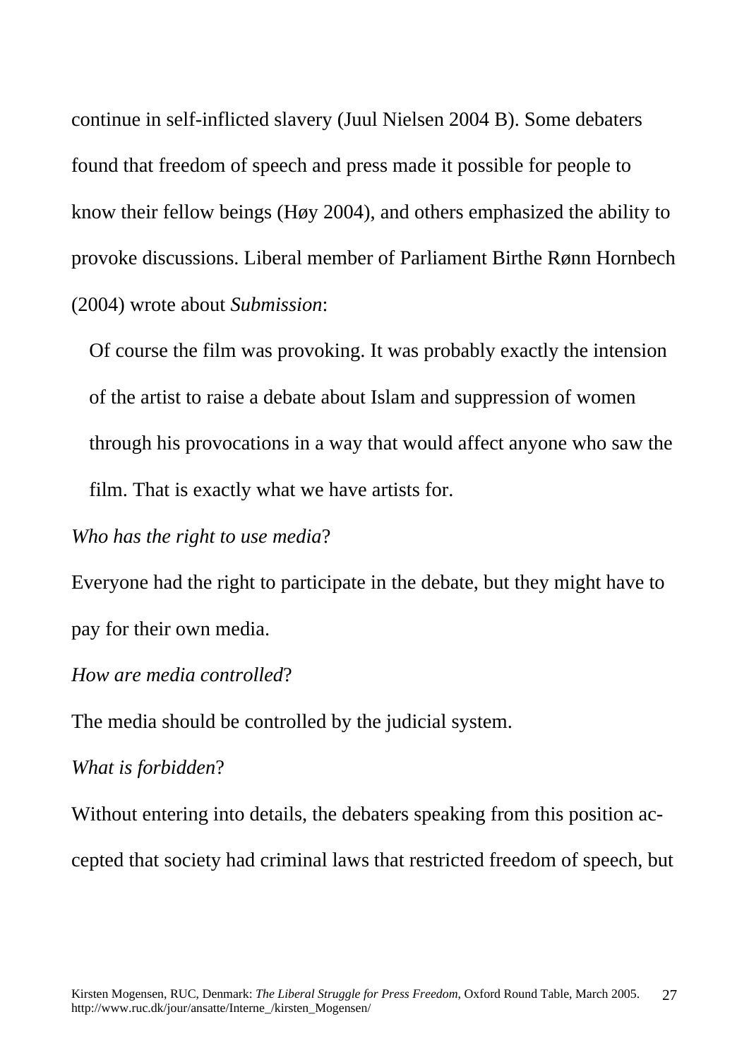continue in self-inflicted slavery (Juul Nielsen 2004 B). Some debaters found that freedom of speech and press made it possible for people to know their fellow beings (Høy 2004), and others emphasized the ability to provoke discussions. Liberal member of Parliament Birthe Rønn Hornbech (2004) wrote about *Submission*:

> Of course the film was provoking. It was probably exactly the intension of the artist to raise a debate about Islam and suppression of women through his provocations in a way that would affect anyone who saw the film. That is exactly what we have artists for.

*Who has the right to use media*?

Everyone had the right to participate in the debate, but they might have to pay for their own media.

*How are media controlled*?

The media should be controlled by the judicial system.

*What is forbidden*?

Without entering into details, the debaters speaking from this position accepted that society had criminal laws that restricted freedom of speech, but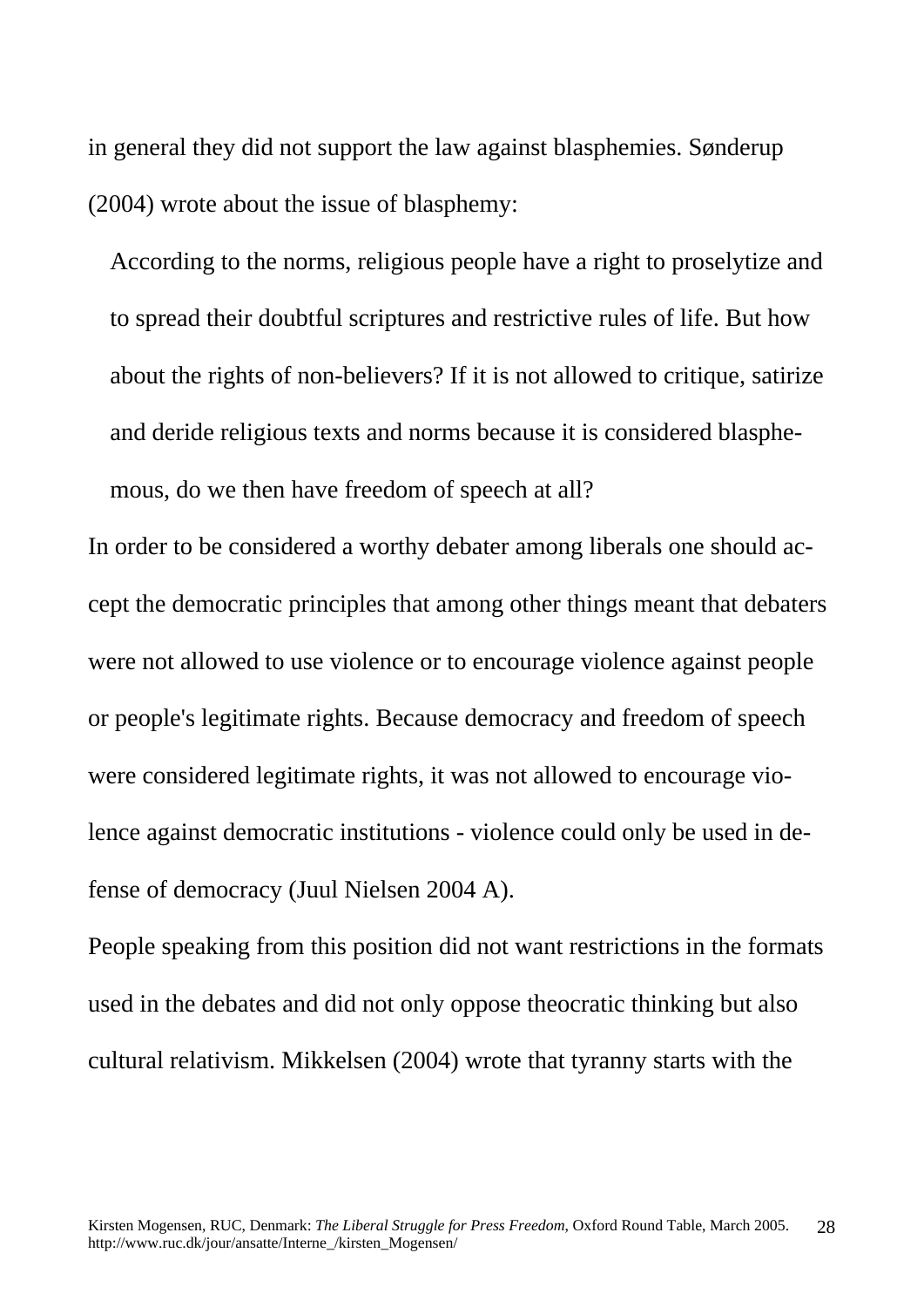in general they did not support the law against blasphemies. Sønderup (2004) wrote about the issue of blasphemy:

> According to the norms, religious people have a right to proselytize and to spread their doubtful scriptures and restrictive rules of life. But how about the rights of non-believers? If it is not allowed to critique, satirize and deride religious texts and norms because it is considered blasphemous, do we then have freedom of speech at all?

In order to be considered a worthy debater among liberals one should accept the democratic principles that among other things meant that debaters were not allowed to use violence or to encourage violence against people or people's legitimate rights. Because democracy and freedom of speech were considered legitimate rights, it was not allowed to encourage violence against democratic institutions - violence could only be used in defense of democracy (Juul Nielsen 2004 A).

People speaking from this position did not want restrictions in the formats used in the debates and did not only oppose theocratic thinking but also cultural relativism. Mikkelsen (2004) wrote that tyranny starts with the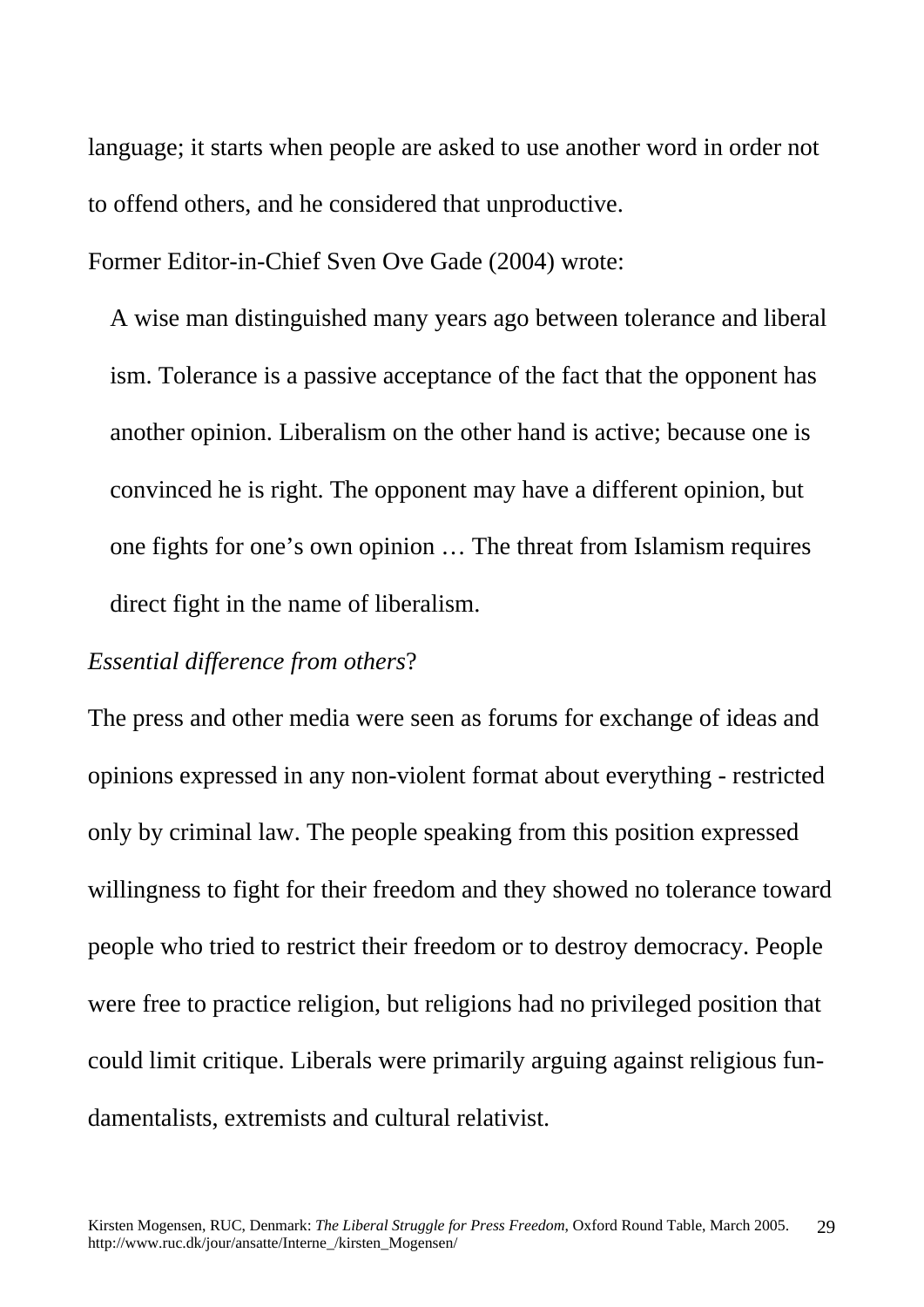language; it starts when people are asked to use another word in order not to offend others, and he considered that unproductive.

Former Editor-in-Chief Sven Ove Gade (2004) wrote:

> A wise man distinguished many years ago between tolerance and liberal ism. Tolerance is a passive acceptance of the fact that the opponent has another opinion. Liberalism on the other hand is active; because one is convinced he is right. The opponent may have a different opinion, but one fights for one's own opinion … The threat from Islamism requires direct fight in the name of liberalism.

*Essential difference from others*?

The press and other media were seen as forums for exchange of ideas and opinions expressed in any non-violent format about everything - restricted only by criminal law. The people speaking from this position expressed willingness to fight for their freedom and they showed no tolerance toward people who tried to restrict their freedom or to destroy democracy. People were free to practice religion, but religions had no privileged position that could limit critique. Liberals were primarily arguing against religious fundamentalists, extremists and cultural relativist.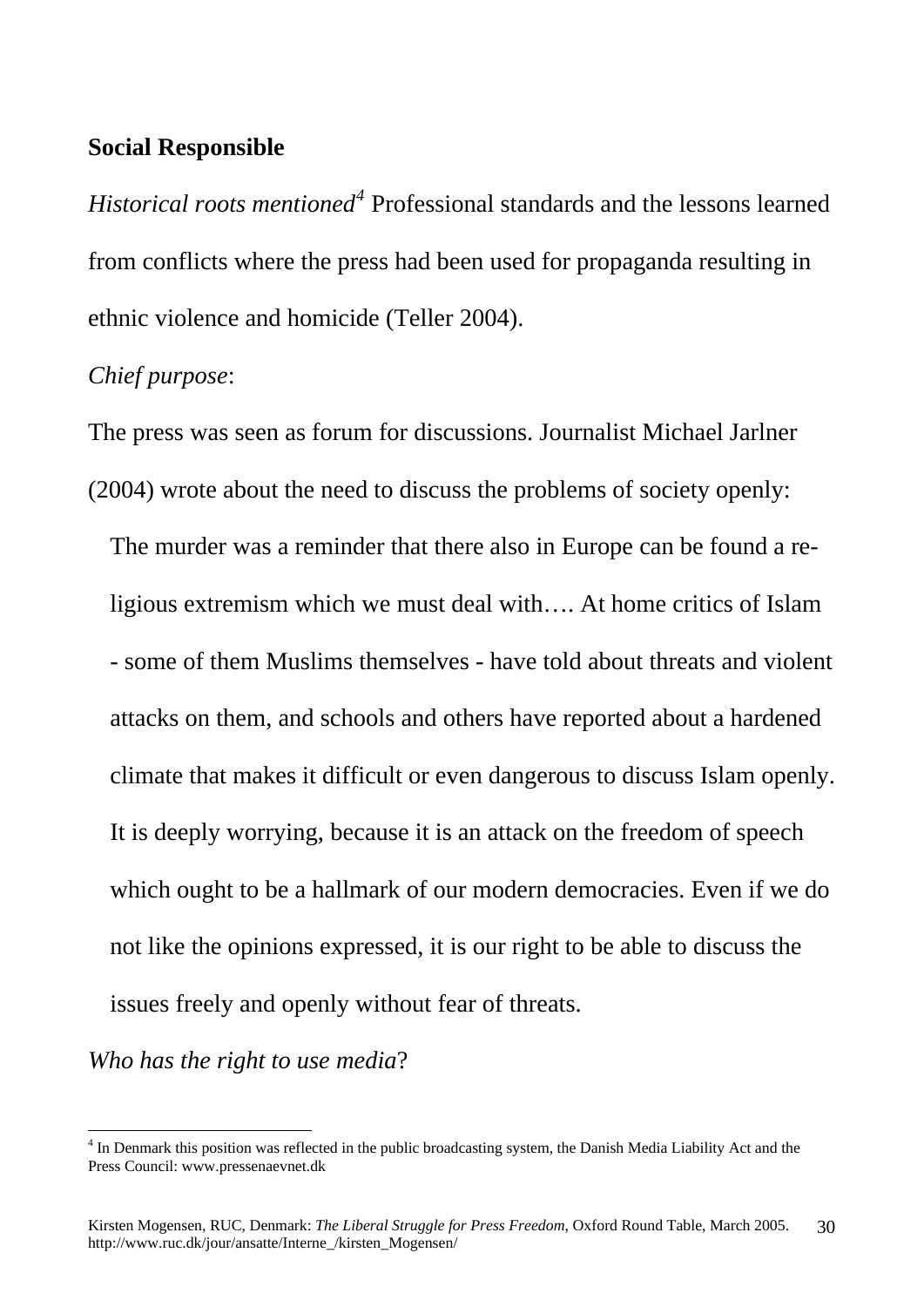**Social Responsible**

*Historical roots mentioned*[4] Professional standards and the lessons learned from conflicts where the press had been used for propaganda resulting in ethnic violence and homicide (Teller 2004).

*Chief purpose*:

The press was seen as forum for discussions. Journalist Michael Jarlner (2004) wrote about the need to discuss the problems of society openly:

> The murder was a reminder that there also in Europe can be found a religious extremism which we must deal with…. At home critics of Islam - some of them Muslims themselves - have told about threats and violent attacks on them, and schools and others have reported about a hardened climate that makes it difficult or even dangerous to discuss Islam openly. It is deeply worrying, because it is an attack on the freedom of speech which ought to be a hallmark of our modern democracies. Even if we do not like the opinions expressed, it is our right to be able to discuss the issues freely and openly without fear of threats.

*Who has the right to use media*?

---

[4] In Denmark this position was reflected in the public broadcasting system, the Danish Media Liability Act and the Press Council: www.pressenaevnet.dk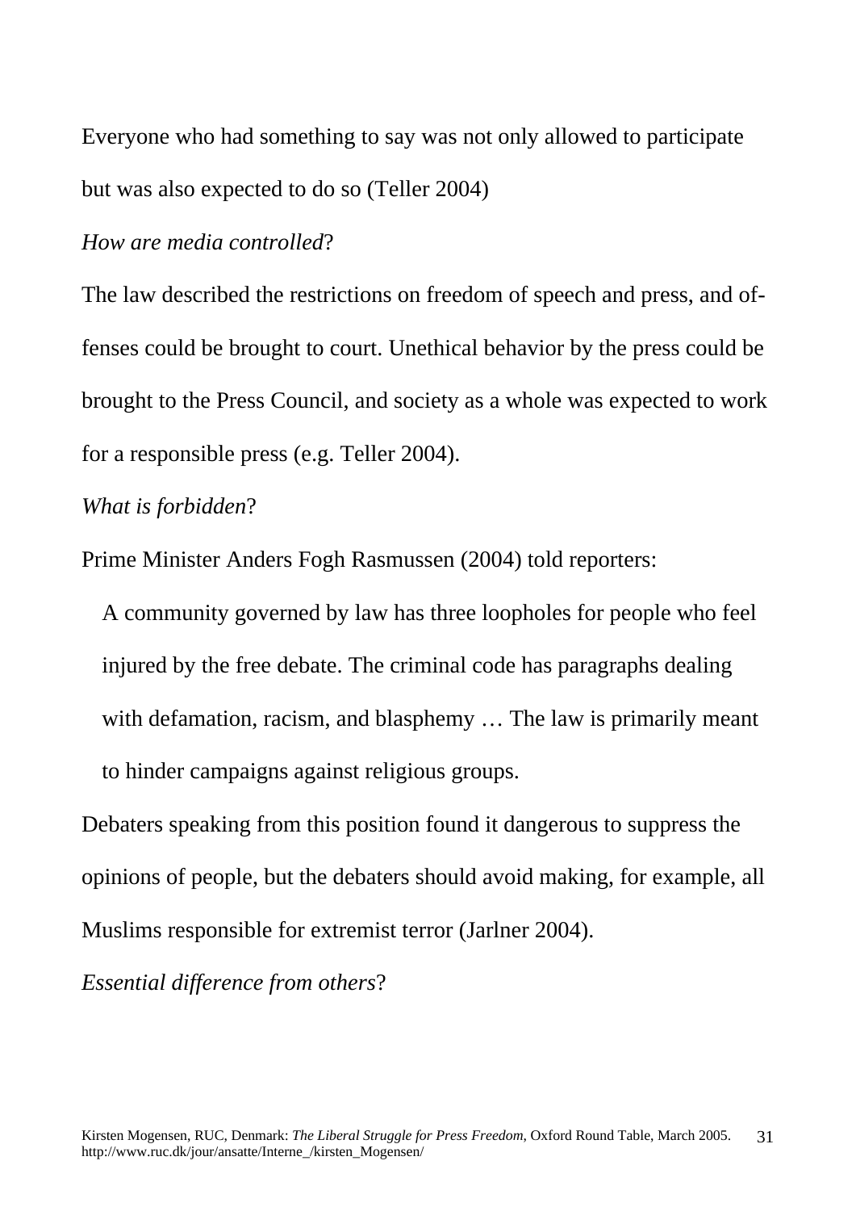Everyone who had something to say was not only allowed to participate but was also expected to do so (Teller 2004)

*How are media controlled*?

The law described the restrictions on freedom of speech and press, and offenses could be brought to court. Unethical behavior by the press could be brought to the Press Council, and society as a whole was expected to work for a responsible press (e.g. Teller 2004).

*What is forbidden*?

Prime Minister Anders Fogh Rasmussen (2004) told reporters:

> A community governed by law has three loopholes for people who feel injured by the free debate. The criminal code has paragraphs dealing with defamation, racism, and blasphemy … The law is primarily meant to hinder campaigns against religious groups.

Debaters speaking from this position found it dangerous to suppress the opinions of people, but the debaters should avoid making, for example, all Muslims responsible for extremist terror (Jarlner 2004).

*Essential difference from others*?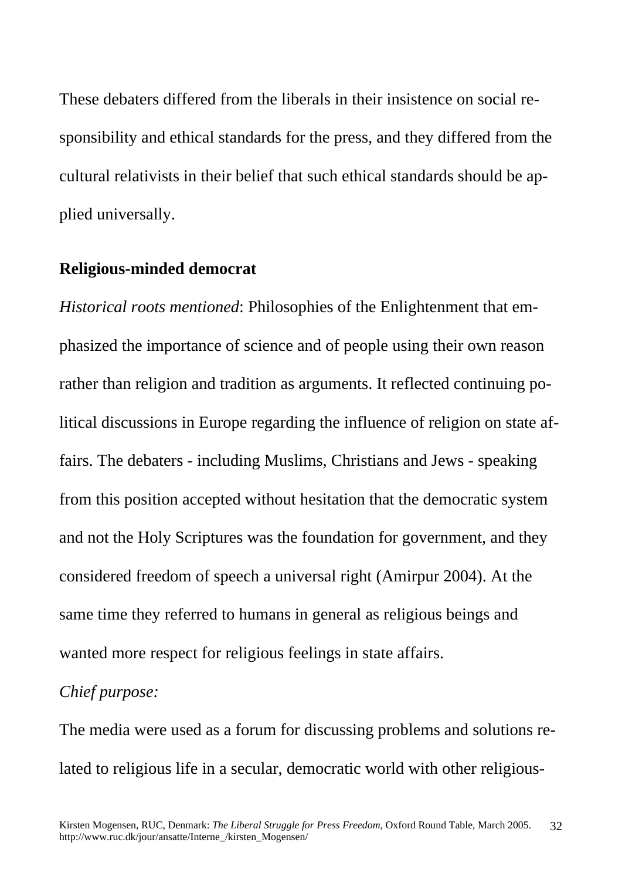These debaters differed from the liberals in their insistence on social responsibility and ethical standards for the press, and they differed from the cultural relativists in their belief that such ethical standards should be applied universally.

**Religious-minded democrat**

*Historical roots mentioned*: Philosophies of the Enlightenment that emphasized the importance of science and of people using their own reason rather than religion and tradition as arguments. It reflected continuing political discussions in Europe regarding the influence of religion on state affairs. The debaters - including Muslims, Christians and Jews - speaking from this position accepted without hesitation that the democratic system and not the Holy Scriptures was the foundation for government, and they considered freedom of speech a universal right (Amirpur 2004). At the same time they referred to humans in general as religious beings and wanted more respect for religious feelings in state affairs.

*Chief purpose:*

The media were used as a forum for discussing problems and solutions related to religious life in a secular, democratic world with other religious-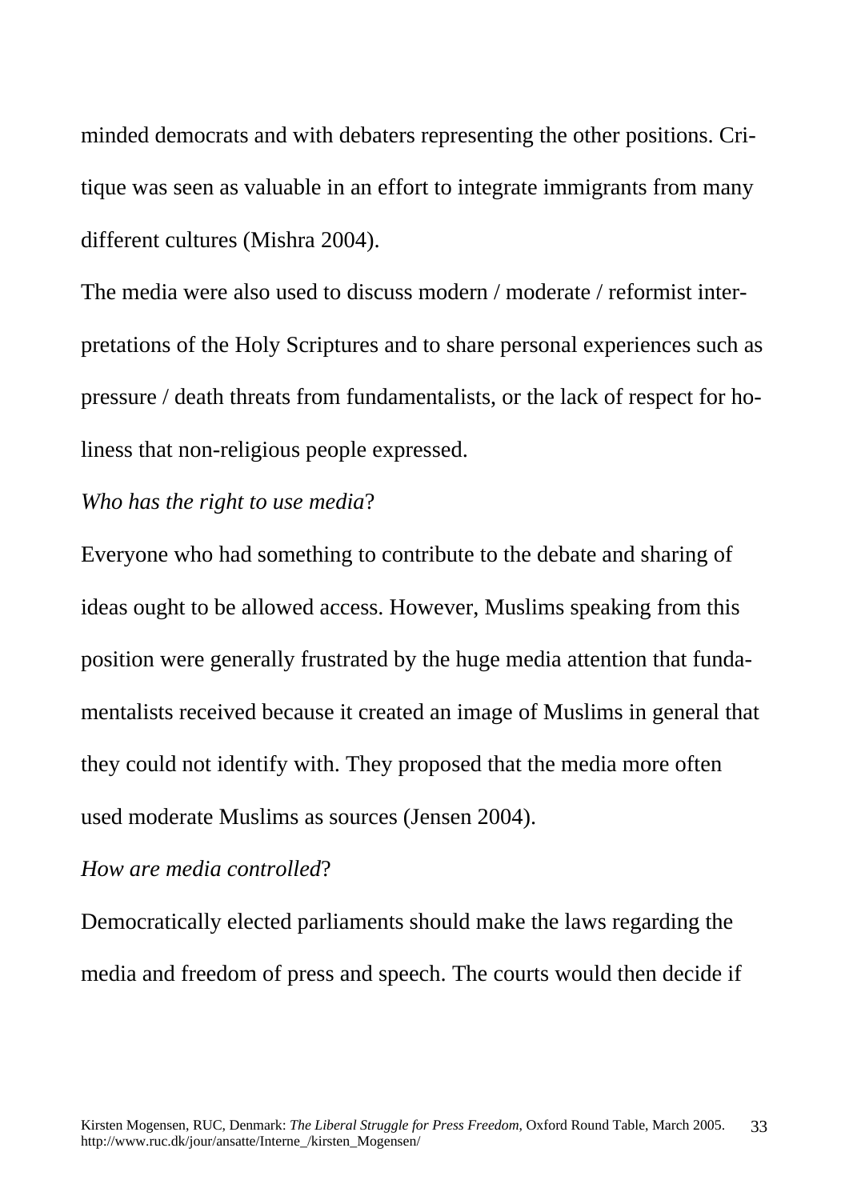minded democrats and with debaters representing the other positions. Critique was seen as valuable in an effort to integrate immigrants from many different cultures (Mishra 2004).

The media were also used to discuss modern / moderate / reformist interpretations of the Holy Scriptures and to share personal experiences such as pressure / death threats from fundamentalists, or the lack of respect for holiness that non-religious people expressed.

*Who has the right to use media*?

Everyone who had something to contribute to the debate and sharing of ideas ought to be allowed access. However, Muslims speaking from this position were generally frustrated by the huge media attention that fundamentalists received because it created an image of Muslims in general that they could not identify with. They proposed that the media more often used moderate Muslims as sources (Jensen 2004).

*How are media controlled*?

Democratically elected parliaments should make the laws regarding the media and freedom of press and speech. The courts would then decide if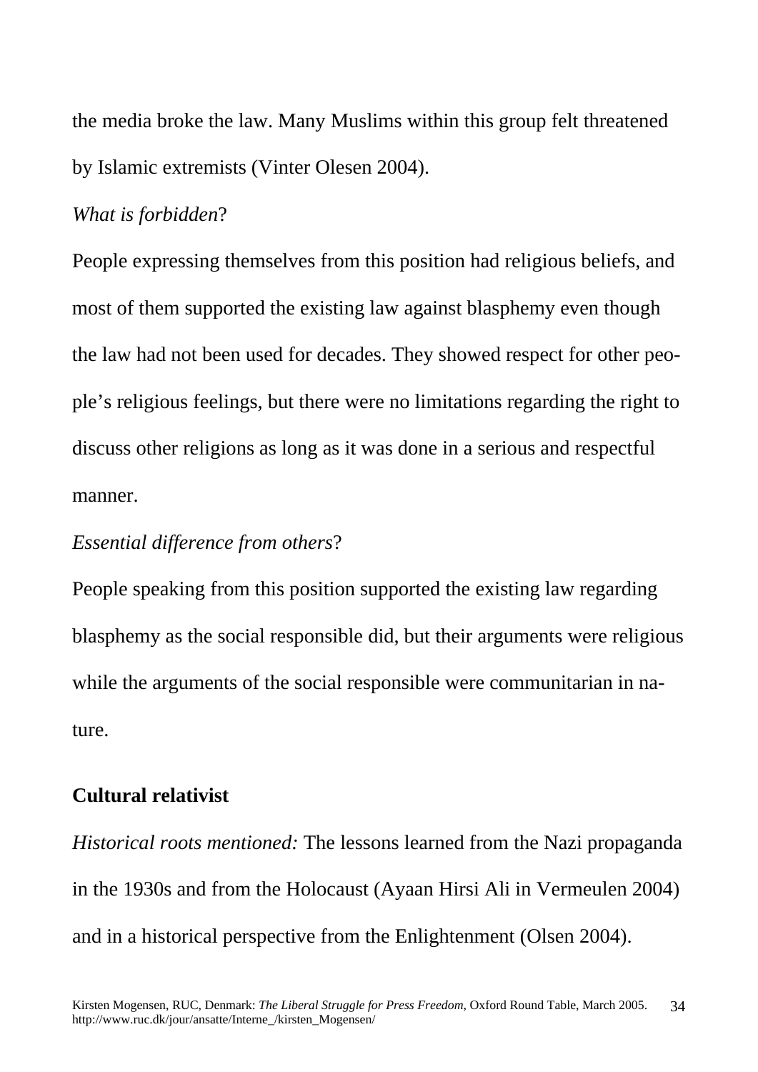the media broke the law. Many Muslims within this group felt threatened by Islamic extremists (Vinter Olesen 2004).

*What is forbidden*?

People expressing themselves from this position had religious beliefs, and most of them supported the existing law against blasphemy even though the law had not been used for decades. They showed respect for other people's religious feelings, but there were no limitations regarding the right to discuss other religions as long as it was done in a serious and respectful manner.

*Essential difference from others*?

People speaking from this position supported the existing law regarding blasphemy as the social responsible did, but their arguments were religious while the arguments of the social responsible were communitarian in nature.

**Cultural relativist**

*Historical roots mentioned:* The lessons learned from the Nazi propaganda in the 1930s and from the Holocaust (Ayaan Hirsi Ali in Vermeulen 2004) and in a historical perspective from the Enlightenment (Olsen 2004).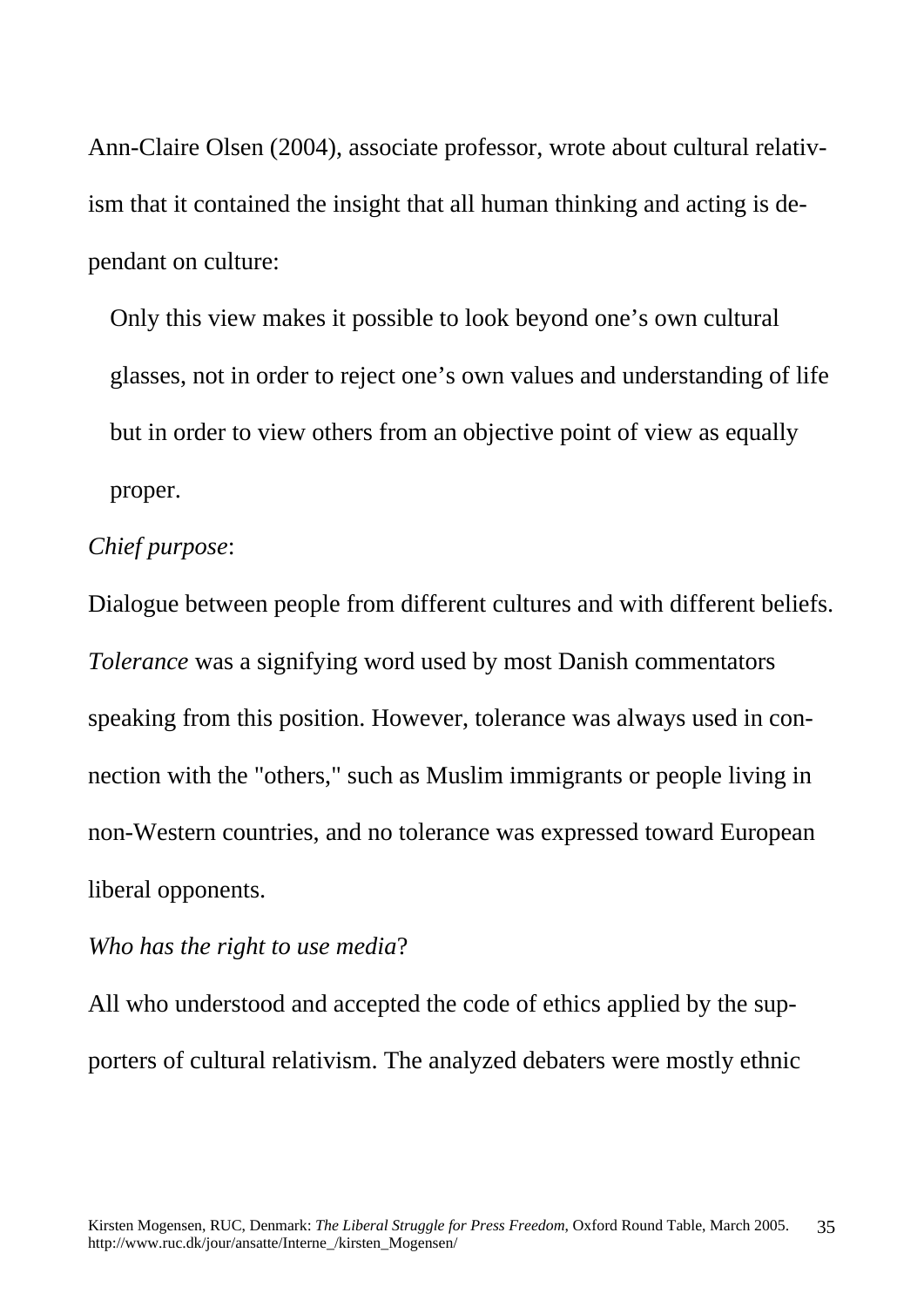Ann-Claire Olsen (2004), associate professor, wrote about cultural relativism that it contained the insight that all human thinking and acting is dependant on culture:

> Only this view makes it possible to look beyond one's own cultural glasses, not in order to reject one's own values and understanding of life but in order to view others from an objective point of view as equally proper.

*Chief purpose*:

Dialogue between people from different cultures and with different beliefs. *Tolerance* was a signifying word used by most Danish commentators speaking from this position. However, tolerance was always used in connection with the "others," such as Muslim immigrants or people living in non-Western countries, and no tolerance was expressed toward European liberal opponents.

*Who has the right to use media*?

All who understood and accepted the code of ethics applied by the supporters of cultural relativism. The analyzed debaters were mostly ethnic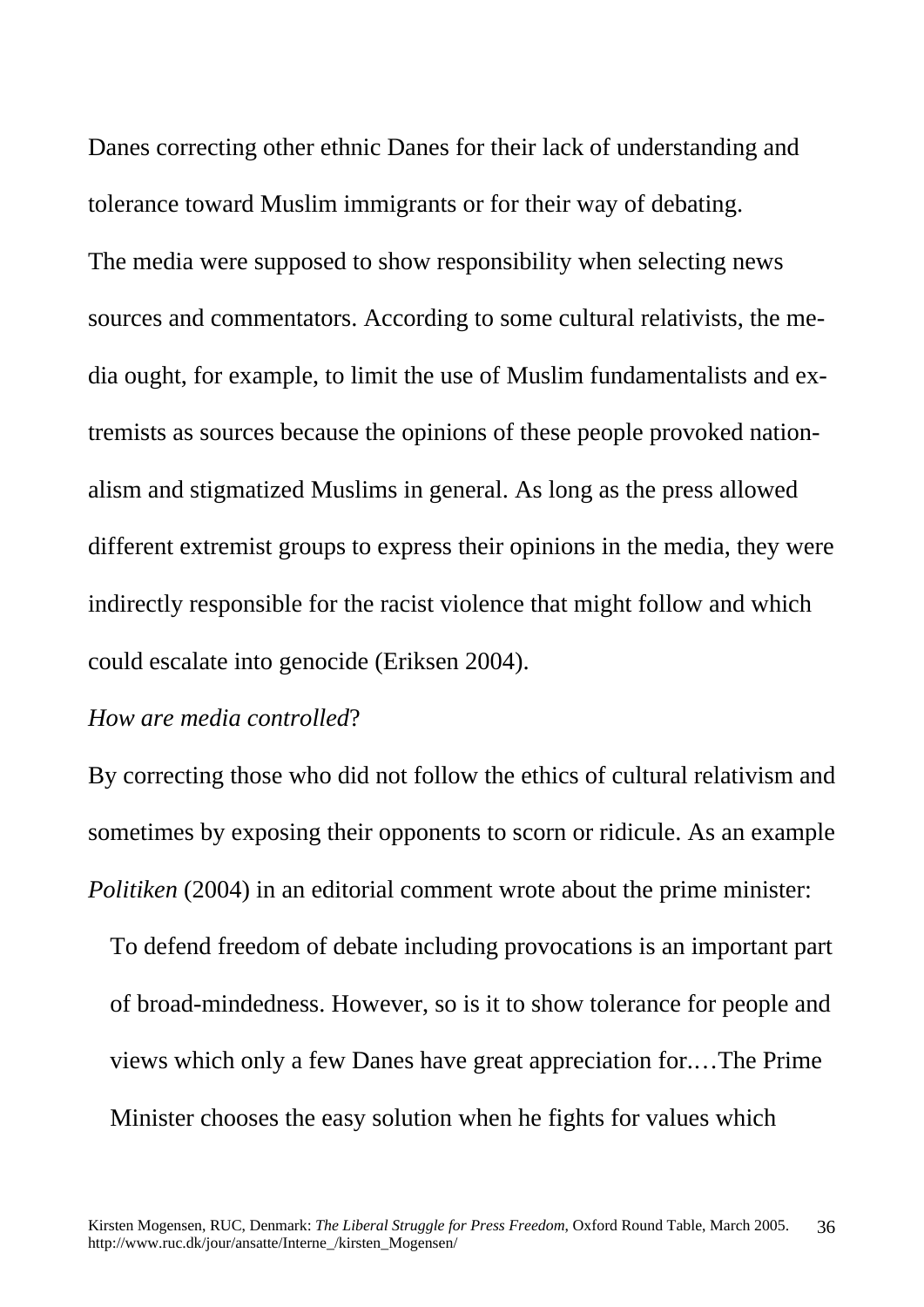Danes correcting other ethnic Danes for their lack of understanding and tolerance toward Muslim immigrants or for their way of debating.

The media were supposed to show responsibility when selecting news sources and commentators. According to some cultural relativists, the media ought, for example, to limit the use of Muslim fundamentalists and extremists as sources because the opinions of these people provoked nationalism and stigmatized Muslims in general. As long as the press allowed different extremist groups to express their opinions in the media, they were indirectly responsible for the racist violence that might follow and which could escalate into genocide (Eriksen 2004).

*How are media controlled*?

By correcting those who did not follow the ethics of cultural relativism and sometimes by exposing their opponents to scorn or ridicule. As an example *Politiken* (2004) in an editorial comment wrote about the prime minister:

> To defend freedom of debate including provocations is an important part of broad-mindedness. However, so is it to show tolerance for people and views which only a few Danes have great appreciation for.…The Prime Minister chooses the easy solution when he fights for values which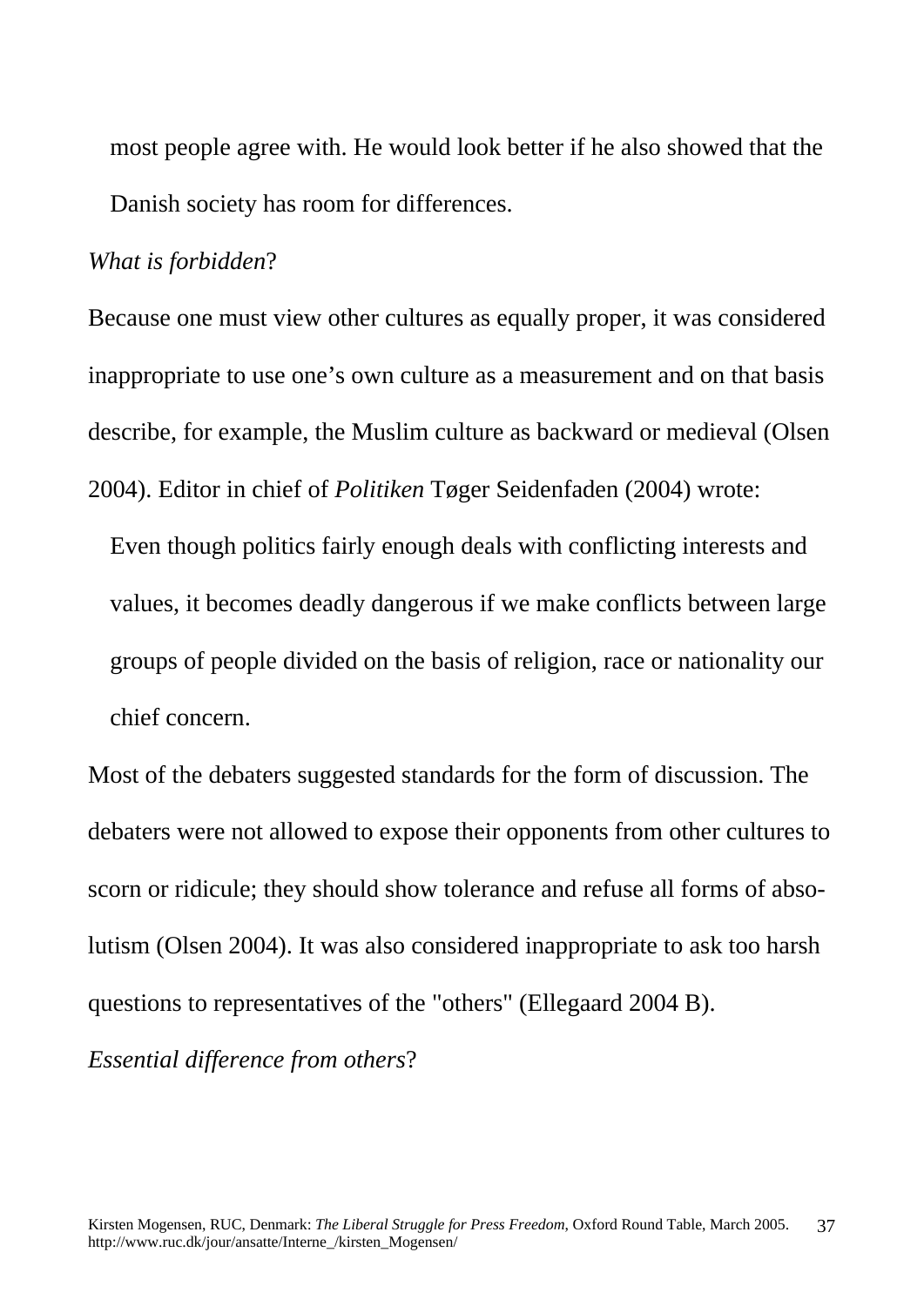> most people agree with. He would look better if he also showed that the Danish society has room for differences.

*What is forbidden*?

Because one must view other cultures as equally proper, it was considered inappropriate to use one's own culture as a measurement and on that basis describe, for example, the Muslim culture as backward or medieval (Olsen 2004). Editor in chief of *Politiken* Tøger Seidenfaden (2004) wrote:

> Even though politics fairly enough deals with conflicting interests and values, it becomes deadly dangerous if we make conflicts between large groups of people divided on the basis of religion, race or nationality our chief concern.

Most of the debaters suggested standards for the form of discussion. The debaters were not allowed to expose their opponents from other cultures to scorn or ridicule; they should show tolerance and refuse all forms of absolutism (Olsen 2004). It was also considered inappropriate to ask too harsh questions to representatives of the "others" (Ellegaard 2004 B).

*Essential difference from others*?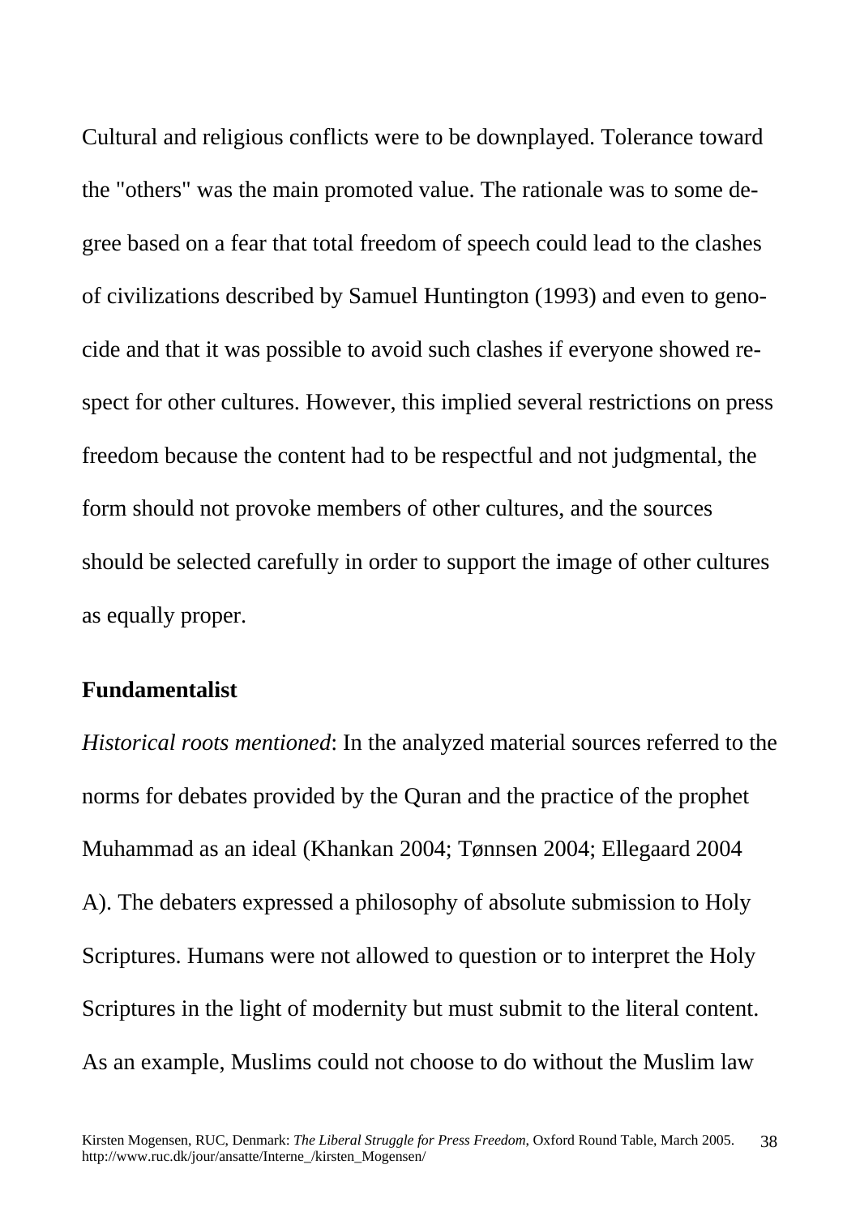Cultural and religious conflicts were to be downplayed. Tolerance toward the "others" was the main promoted value. The rationale was to some degree based on a fear that total freedom of speech could lead to the clashes of civilizations described by Samuel Huntington (1993) and even to genocide and that it was possible to avoid such clashes if everyone showed respect for other cultures. However, this implied several restrictions on press freedom because the content had to be respectful and not judgmental, the form should not provoke members of other cultures, and the sources should be selected carefully in order to support the image of other cultures as equally proper.

**Fundamentalist**

*Historical roots mentioned*: In the analyzed material sources referred to the norms for debates provided by the Quran and the practice of the prophet Muhammad as an ideal (Khankan 2004; Tønnsen 2004; Ellegaard 2004 A). The debaters expressed a philosophy of absolute submission to Holy Scriptures. Humans were not allowed to question or to interpret the Holy Scriptures in the light of modernity but must submit to the literal content. As an example, Muslims could not choose to do without the Muslim law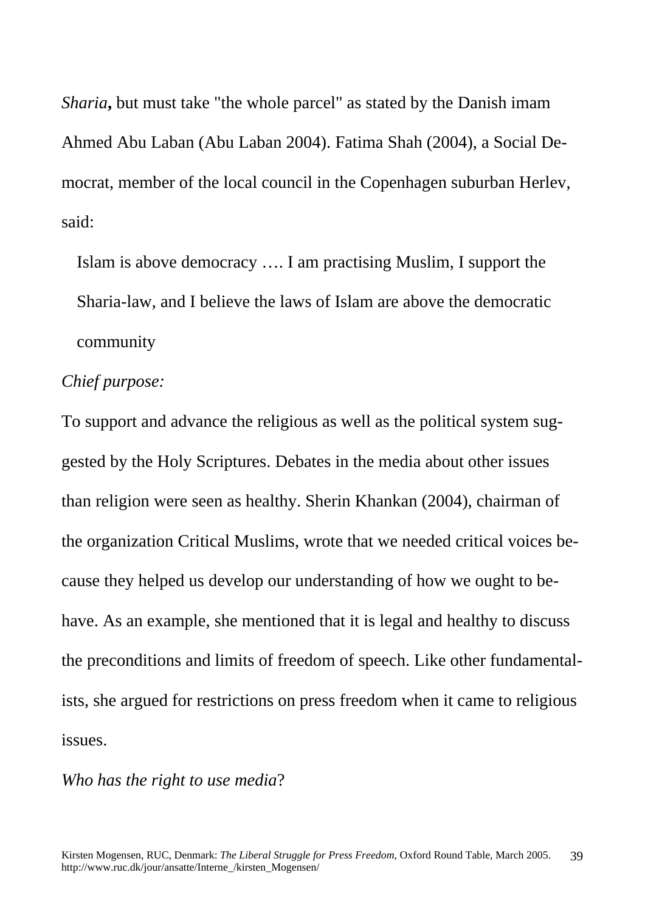*Sharia***,** but must take "the whole parcel" as stated by the Danish imam Ahmed Abu Laban (Abu Laban 2004). Fatima Shah (2004), a Social Democrat, member of the local council in the Copenhagen suburban Herlev, said:

> Islam is above democracy …. I am practising Muslim, I support the Sharia-law, and I believe the laws of Islam are above the democratic community

*Chief purpose:*

To support and advance the religious as well as the political system suggested by the Holy Scriptures. Debates in the media about other issues than religion were seen as healthy. Sherin Khankan (2004), chairman of the organization Critical Muslims, wrote that we needed critical voices because they helped us develop our understanding of how we ought to behave. As an example, she mentioned that it is legal and healthy to discuss the preconditions and limits of freedom of speech. Like other fundamentalists, she argued for restrictions on press freedom when it came to religious issues.

*Who has the right to use media*?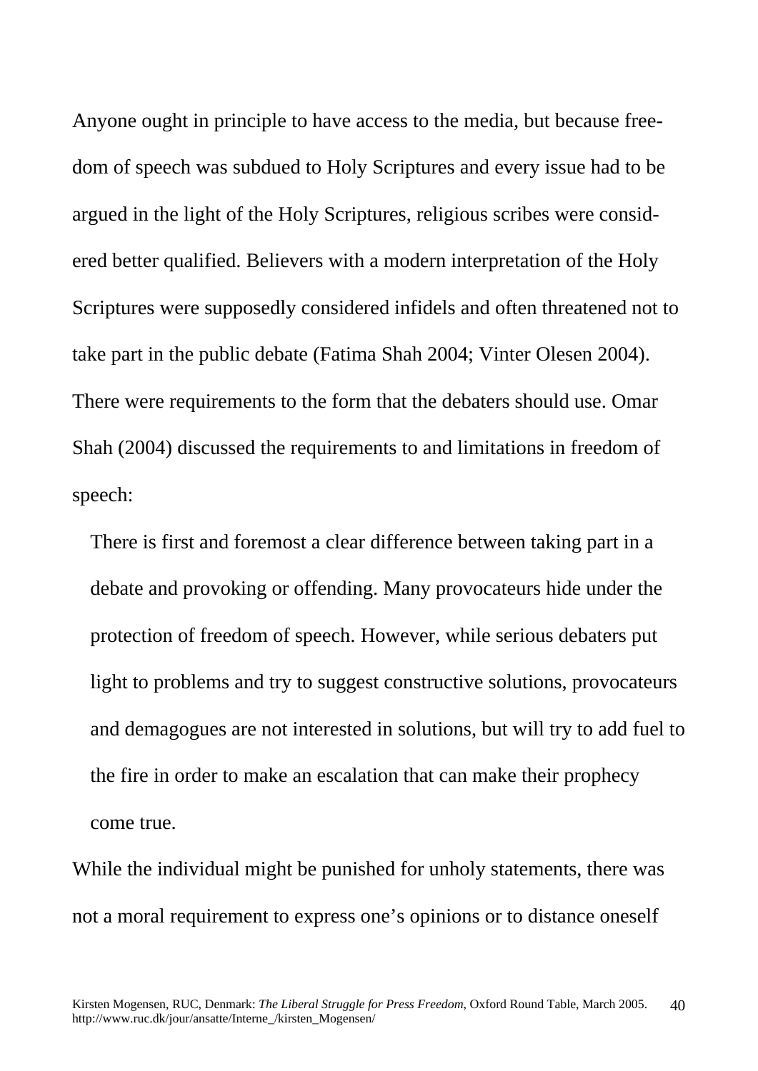Anyone ought in principle to have access to the media, but because freedom of speech was subdued to Holy Scriptures and every issue had to be argued in the light of the Holy Scriptures, religious scribes were considered better qualified. Believers with a modern interpretation of the Holy Scriptures were supposedly considered infidels and often threatened not to take part in the public debate (Fatima Shah 2004; Vinter Olesen 2004). There were requirements to the form that the debaters should use. Omar Shah (2004) discussed the requirements to and limitations in freedom of speech:

> There is first and foremost a clear difference between taking part in a debate and provoking or offending. Many provocateurs hide under the protection of freedom of speech. However, while serious debaters put light to problems and try to suggest constructive solutions, provocateurs and demagogues are not interested in solutions, but will try to add fuel to the fire in order to make an escalation that can make their prophecy come true.

While the individual might be punished for unholy statements, there was not a moral requirement to express one's opinions or to distance oneself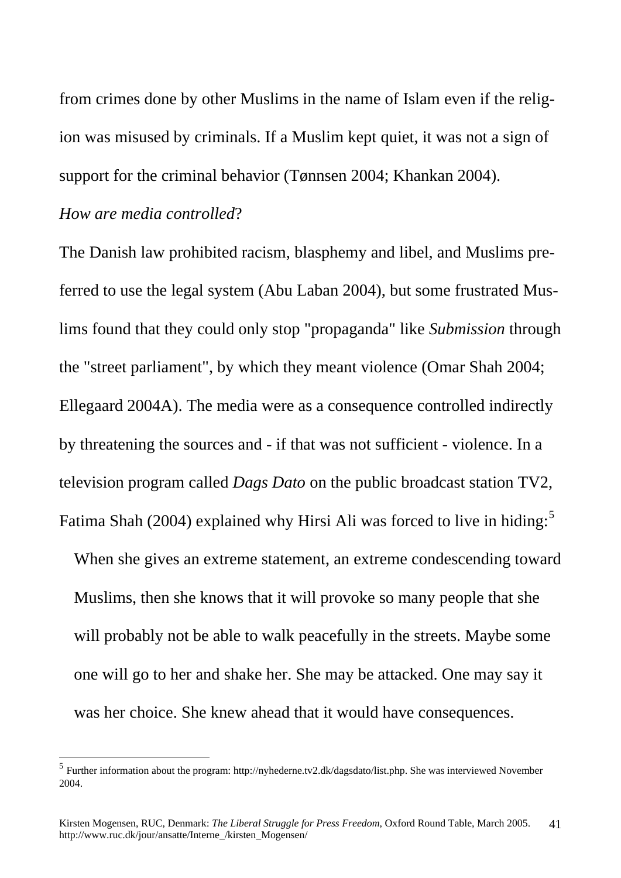from crimes done by other Muslims in the name of Islam even if the religion was misused by criminals. If a Muslim kept quiet, it was not a sign of support for the criminal behavior (Tønnsen 2004; Khankan 2004).

*How are media controlled*?

The Danish law prohibited racism, blasphemy and libel, and Muslims preferred to use the legal system (Abu Laban 2004), but some frustrated Muslims found that they could only stop "propaganda" like *Submission* through the "street parliament", by which they meant violence (Omar Shah 2004; Ellegaard 2004A). The media were as a consequence controlled indirectly by threatening the sources and - if that was not sufficient - violence. In a television program called *Dags Dato* on the public broadcast station TV2, Fatima Shah (2004) explained why Hirsi Ali was forced to live in hiding:[5]

> When she gives an extreme statement, an extreme condescending toward Muslims, then she knows that it will provoke so many people that she will probably not be able to walk peacefully in the streets. Maybe some one will go to her and shake her. She may be attacked. One may say it was her choice. She knew ahead that it would have consequences.

---

[5] Further information about the program: http://nyhederne.tv2.dk/dagsdato/list.php. She was interviewed November 2004.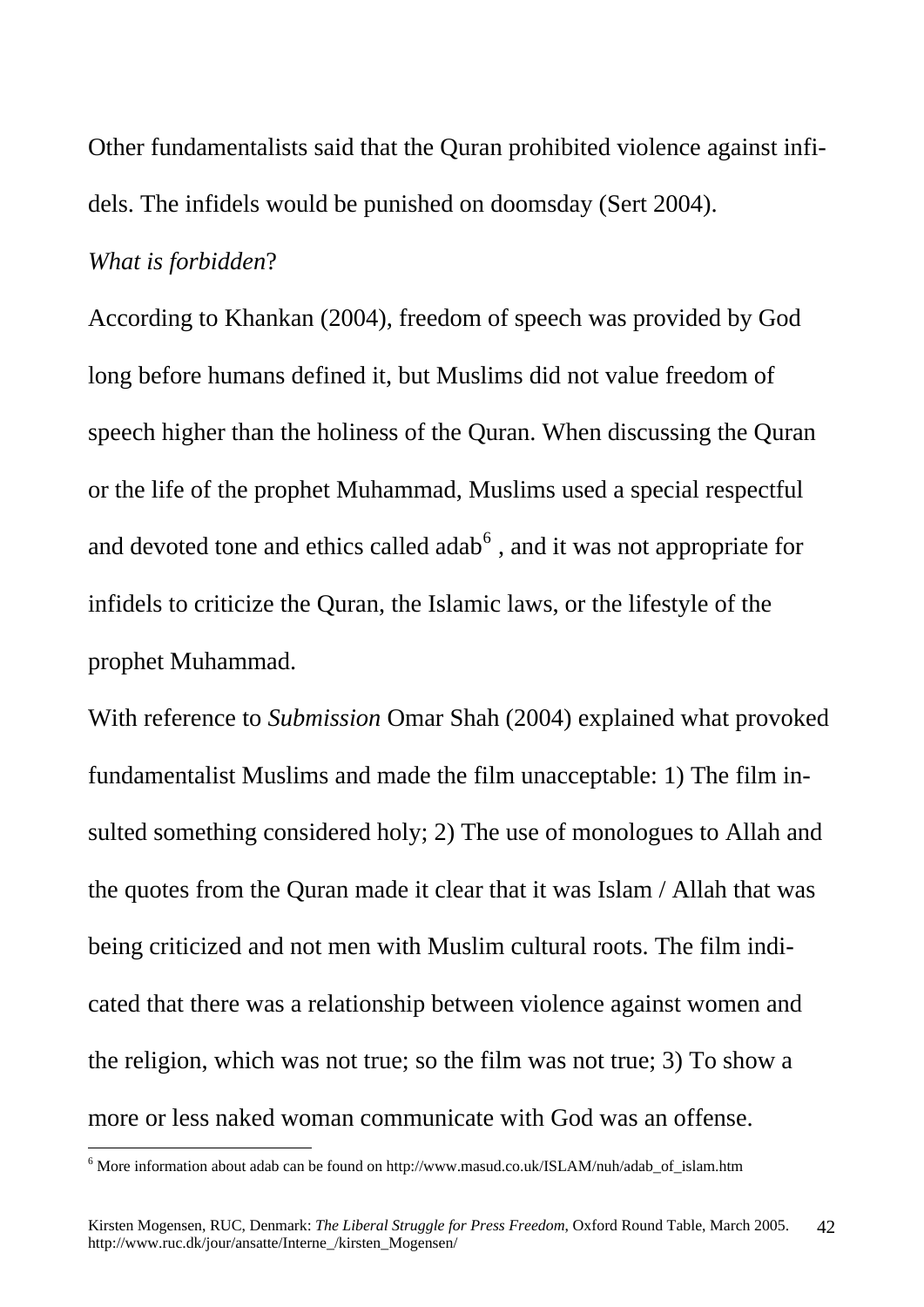Other fundamentalists said that the Quran prohibited violence against infidels. The infidels would be punished on doomsday (Sert 2004).

*What is forbidden*?

According to Khankan (2004), freedom of speech was provided by God long before humans defined it, but Muslims did not value freedom of speech higher than the holiness of the Quran. When discussing the Quran or the life of the prophet Muhammad, Muslims used a special respectful and devoted tone and ethics called adab[6] , and it was not appropriate for infidels to criticize the Quran, the Islamic laws, or the lifestyle of the prophet Muhammad.

With reference to *Submission* Omar Shah (2004) explained what provoked fundamentalist Muslims and made the film unacceptable: 1) The film insulted something considered holy; 2) The use of monologues to Allah and the quotes from the Quran made it clear that it was Islam / Allah that was being criticized and not men with Muslim cultural roots. The film indicated that there was a relationship between violence against women and the religion, which was not true; so the film was not true; 3) To show a more or less naked woman communicate with God was an offense.

[6] More information about adab can be found on http://www.masud.co.uk/ISLAM/nuh/adab_of_islam.htm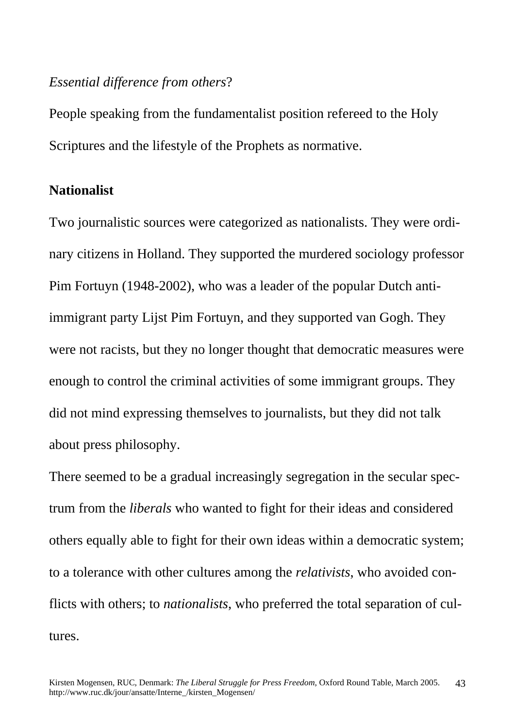*Essential difference from others*?

People speaking from the fundamentalist position refereed to the Holy Scriptures and the lifestyle of the Prophets as normative.

**Nationalist**

Two journalistic sources were categorized as nationalists. They were ordinary citizens in Holland. They supported the murdered sociology professor Pim Fortuyn (1948-2002), who was a leader of the popular Dutch anti-immigrant party Lijst Pim Fortuyn, and they supported van Gogh. They were not racists, but they no longer thought that democratic measures were enough to control the criminal activities of some immigrant groups. They did not mind expressing themselves to journalists, but they did not talk about press philosophy.

There seemed to be a gradual increasingly segregation in the secular spectrum from the *liberals* who wanted to fight for their ideas and considered others equally able to fight for their own ideas within a democratic system; to a tolerance with other cultures among the *relativists*, who avoided conflicts with others; to *nationalists*, who preferred the total separation of cultures.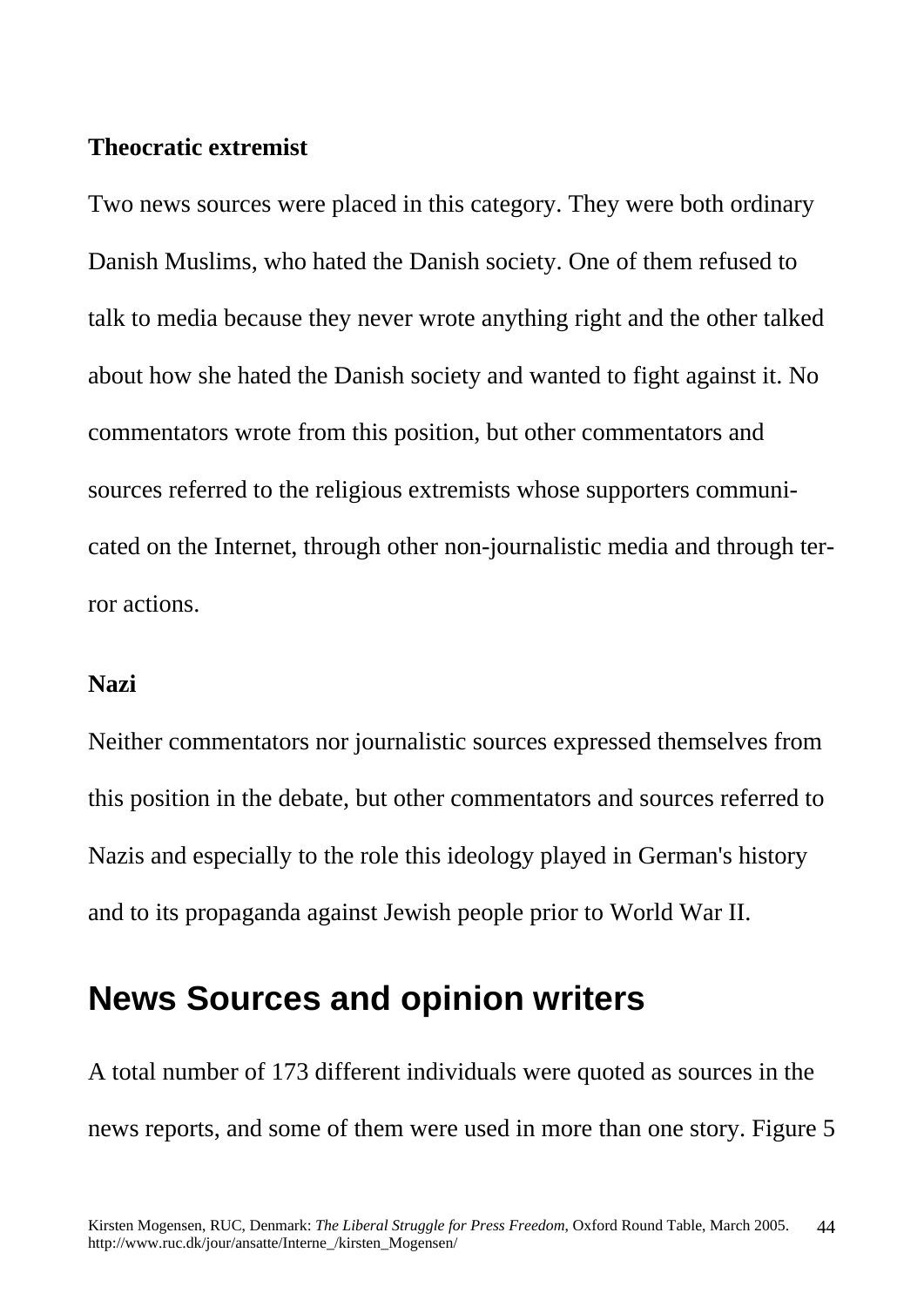**Theocratic extremist**

Two news sources were placed in this category. They were both ordinary Danish Muslims, who hated the Danish society. One of them refused to talk to media because they never wrote anything right and the other talked about how she hated the Danish society and wanted to fight against it. No commentators wrote from this position, but other commentators and sources referred to the religious extremists whose supporters communicated on the Internet, through other non-journalistic media and through terror actions.

**Nazi**

Neither commentators nor journalistic sources expressed themselves from this position in the debate, but other commentators and sources referred to Nazis and especially to the role this ideology played in German's history and to its propaganda against Jewish people prior to World War II.

## News Sources and opinion writers

A total number of 173 different individuals were quoted as sources in the news reports, and some of them were used in more than one story. Figure 5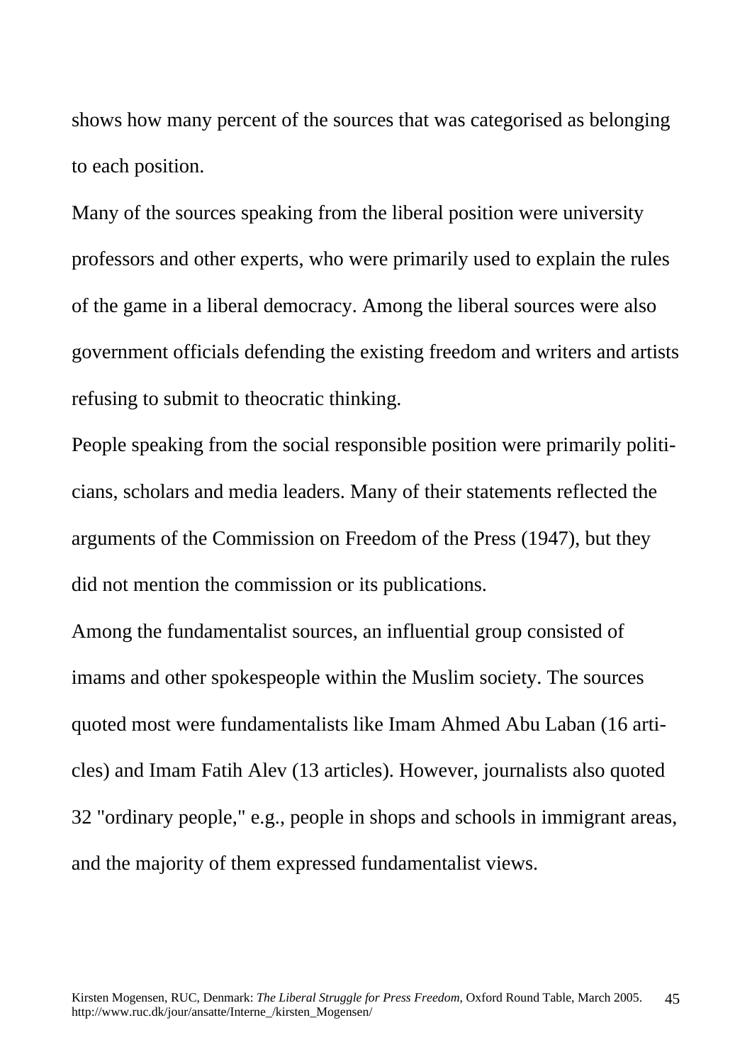shows how many percent of the sources that was categorised as belonging to each position.

Many of the sources speaking from the liberal position were university professors and other experts, who were primarily used to explain the rules of the game in a liberal democracy. Among the liberal sources were also government officials defending the existing freedom and writers and artists refusing to submit to theocratic thinking.

People speaking from the social responsible position were primarily politicians, scholars and media leaders. Many of their statements reflected the arguments of the Commission on Freedom of the Press (1947), but they did not mention the commission or its publications.

Among the fundamentalist sources, an influential group consisted of imams and other spokespeople within the Muslim society. The sources quoted most were fundamentalists like Imam Ahmed Abu Laban (16 articles) and Imam Fatih Alev (13 articles). However, journalists also quoted 32 "ordinary people," e.g., people in shops and schools in immigrant areas, and the majority of them expressed fundamentalist views.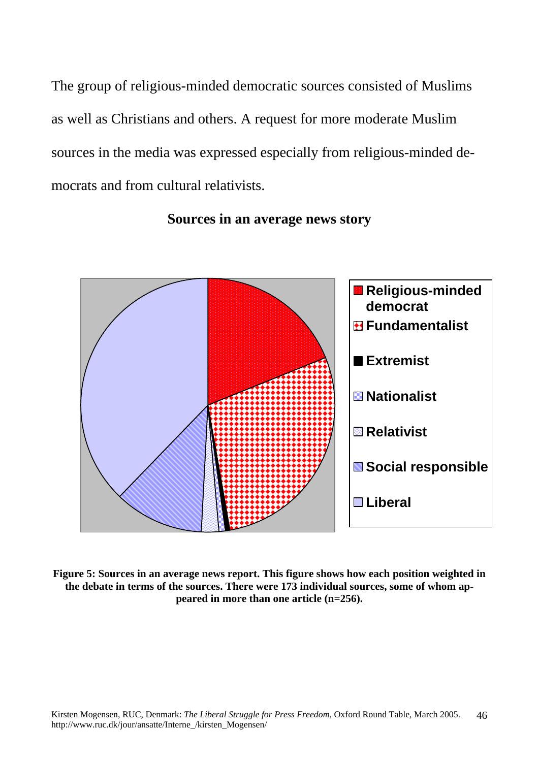The group of religious-minded democratic sources consisted of Muslims as well as Christians and others. A request for more moderate Muslim sources in the media was expressed especially from religious-minded democrats and from cultural relativists.

**Sources in an average news story**

- Religious-minded democrat
- Fundamentalist
- Extremist
- Nationalist
- Relativist
- Social responsible
- Liberal

**Figure 5: Sources in an average news report. This figure shows how each position weighted in the debate in terms of the sources. There were 173 individual sources, some of whom appeared in more than one article (n=256).**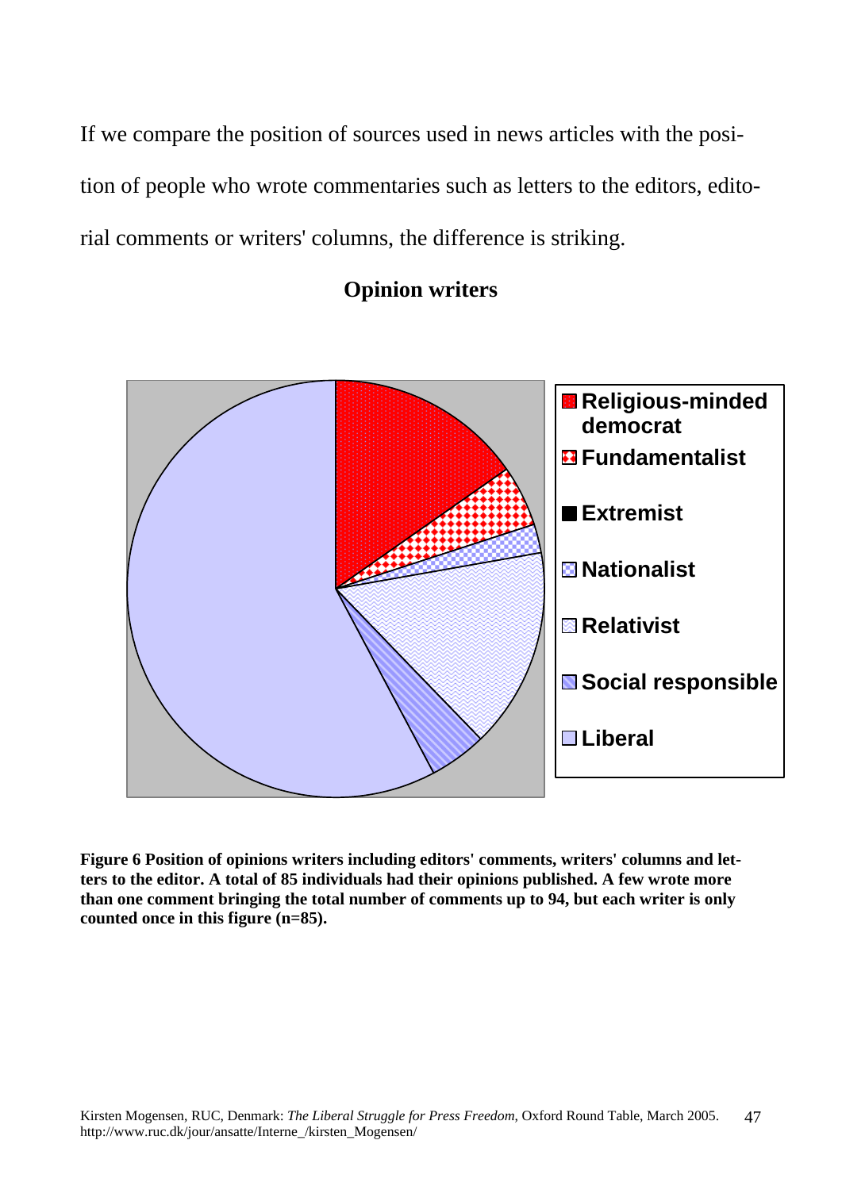If we compare the position of sources used in news articles with the position of people who wrote commentaries such as letters to the editors, editorial comments or writers' columns, the difference is striking.

**Opinion writers**

**Figure 6 Position of opinions writers including editors' comments, writers' columns and letters to the editor. A total of 85 individuals had their opinions published. A few wrote more than one comment bringing the total number of comments up to 94, but each writer is only counted once in this figure (n=85).**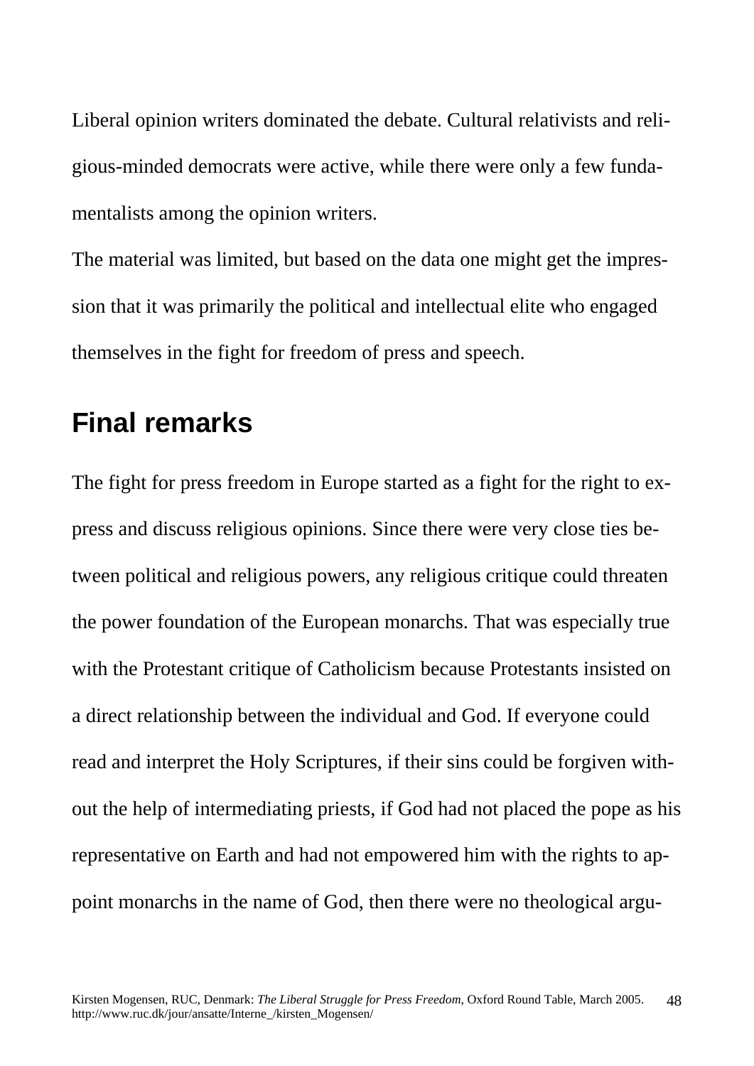Liberal opinion writers dominated the debate. Cultural relativists and religious-minded democrats were active, while there were only a few fundamentalists among the opinion writers.

The material was limited, but based on the data one might get the impression that it was primarily the political and intellectual elite who engaged themselves in the fight for freedom of press and speech.

## Final remarks

The fight for press freedom in Europe started as a fight for the right to express and discuss religious opinions. Since there were very close ties between political and religious powers, any religious critique could threaten the power foundation of the European monarchs. That was especially true with the Protestant critique of Catholicism because Protestants insisted on a direct relationship between the individual and God. If everyone could read and interpret the Holy Scriptures, if their sins could be forgiven without the help of intermediating priests, if God had not placed the pope as his representative on Earth and had not empowered him with the rights to appoint monarchs in the name of God, then there were no theological argu-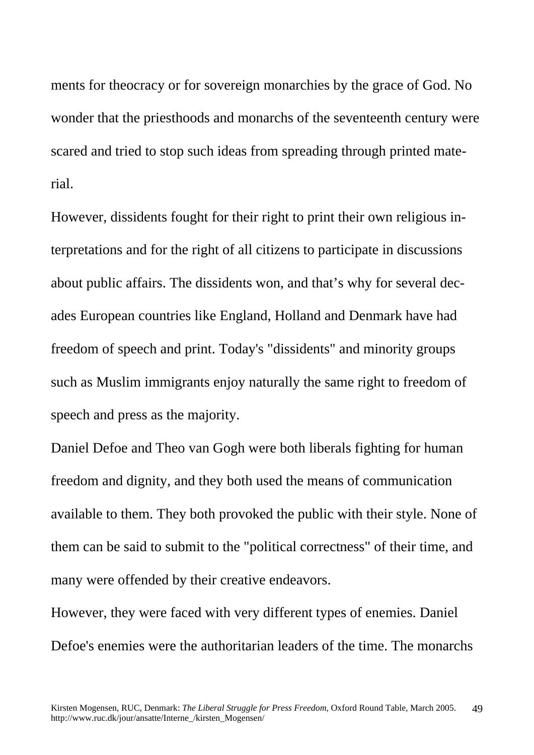ments for theocracy or for sovereign monarchies by the grace of God. No wonder that the priesthoods and monarchs of the seventeenth century were scared and tried to stop such ideas from spreading through printed material.

However, dissidents fought for their right to print their own religious interpretations and for the right of all citizens to participate in discussions about public affairs. The dissidents won, and that's why for several decades European countries like England, Holland and Denmark have had freedom of speech and print. Today's "dissidents" and minority groups such as Muslim immigrants enjoy naturally the same right to freedom of speech and press as the majority.

Daniel Defoe and Theo van Gogh were both liberals fighting for human freedom and dignity, and they both used the means of communication available to them. They both provoked the public with their style. None of them can be said to submit to the "political correctness" of their time, and many were offended by their creative endeavors.

However, they were faced with very different types of enemies. Daniel Defoe's enemies were the authoritarian leaders of the time. The monarchs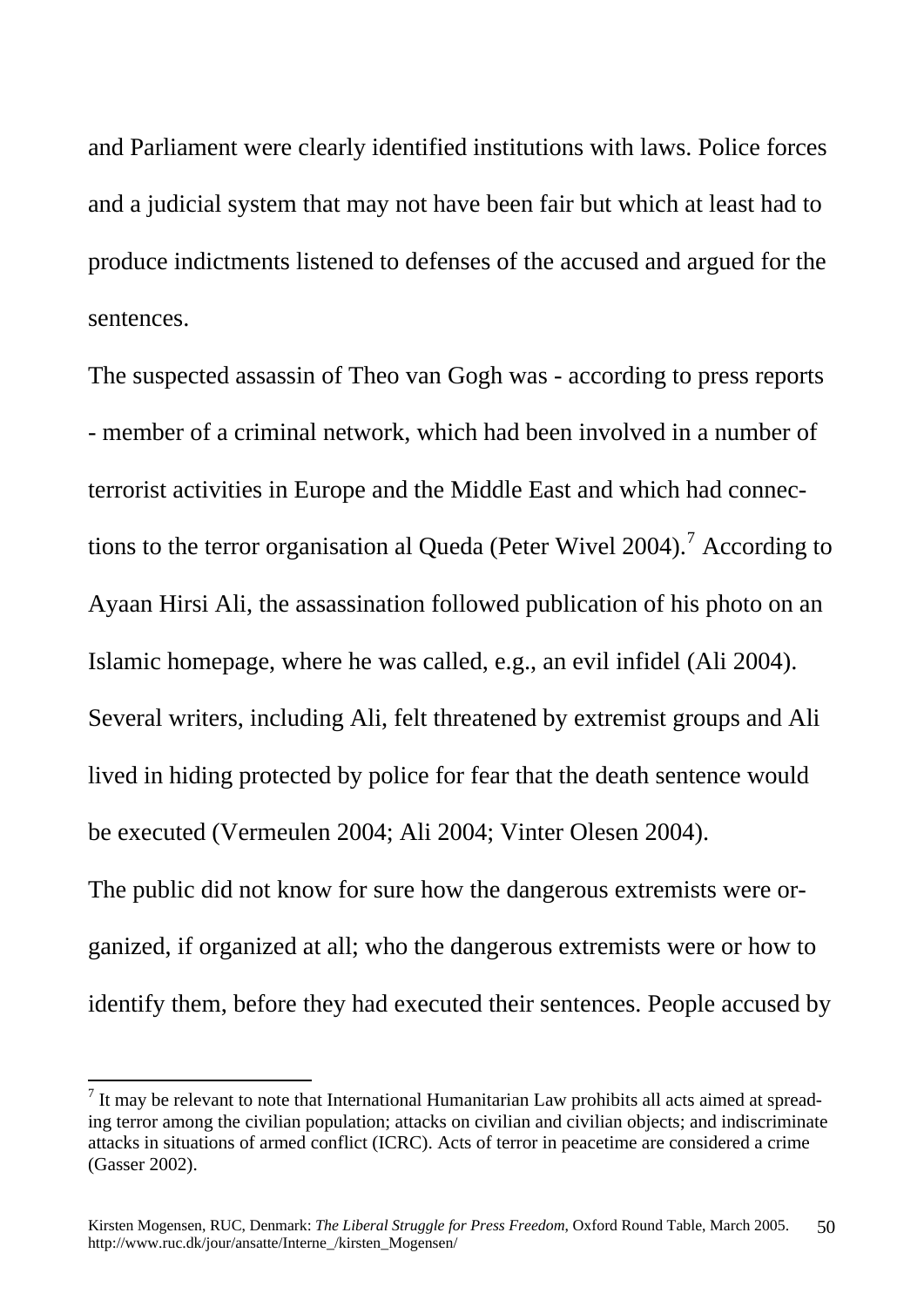and Parliament were clearly identified institutions with laws. Police forces and a judicial system that may not have been fair but which at least had to produce indictments listened to defenses of the accused and argued for the sentences.

The suspected assassin of Theo van Gogh was - according to press reports - member of a criminal network, which had been involved in a number of terrorist activities in Europe and the Middle East and which had connections to the terror organisation al Queda (Peter Wivel 2004).[7] According to Ayaan Hirsi Ali, the assassination followed publication of his photo on an Islamic homepage, where he was called, e.g., an evil infidel (Ali 2004). Several writers, including Ali, felt threatened by extremist groups and Ali lived in hiding protected by police for fear that the death sentence would be executed (Vermeulen 2004; Ali 2004; Vinter Olesen 2004).

The public did not know for sure how the dangerous extremists were organized, if organized at all; who the dangerous extremists were or how to identify them, before they had executed their sentences. People accused by

---

[7] It may be relevant to note that International Humanitarian Law prohibits all acts aimed at spreading terror among the civilian population; attacks on civilian and civilian objects; and indiscriminate attacks in situations of armed conflict (ICRC). Acts of terror in peacetime are considered a crime (Gasser 2002).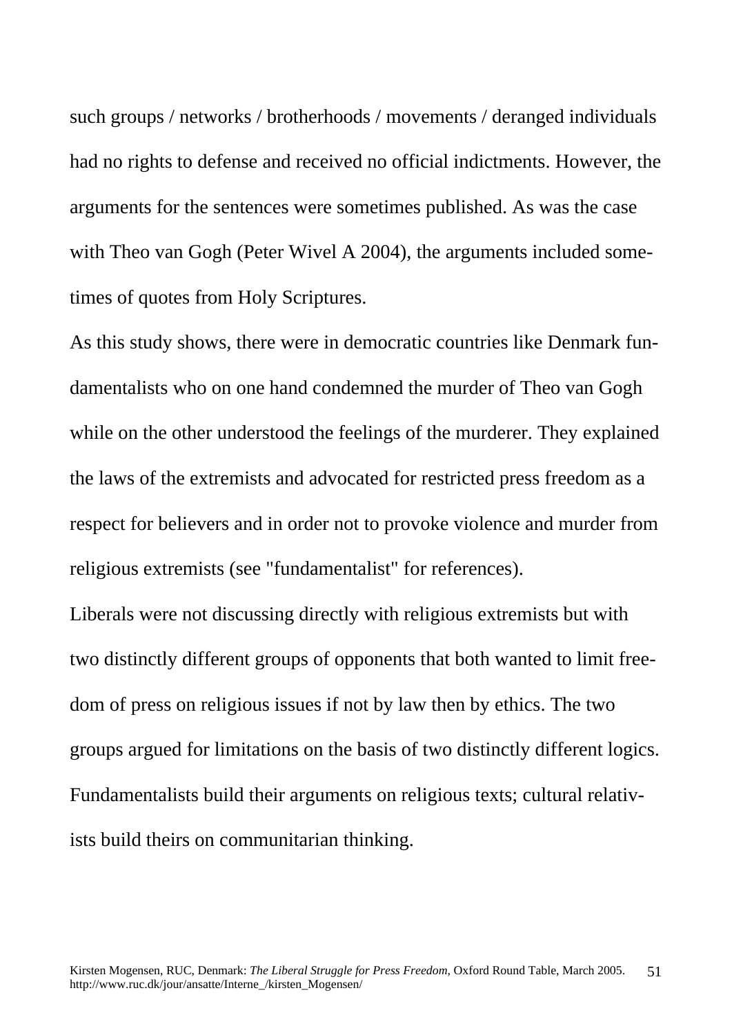such groups / networks / brotherhoods / movements / deranged individuals had no rights to defense and received no official indictments. However, the arguments for the sentences were sometimes published. As was the case with Theo van Gogh (Peter Wivel A 2004), the arguments included sometimes of quotes from Holy Scriptures.

As this study shows, there were in democratic countries like Denmark fundamentalists who on one hand condemned the murder of Theo van Gogh while on the other understood the feelings of the murderer. They explained the laws of the extremists and advocated for restricted press freedom as a respect for believers and in order not to provoke violence and murder from religious extremists (see "fundamentalist" for references).

Liberals were not discussing directly with religious extremists but with two distinctly different groups of opponents that both wanted to limit freedom of press on religious issues if not by law then by ethics. The two groups argued for limitations on the basis of two distinctly different logics. Fundamentalists build their arguments on religious texts; cultural relativists build theirs on communitarian thinking.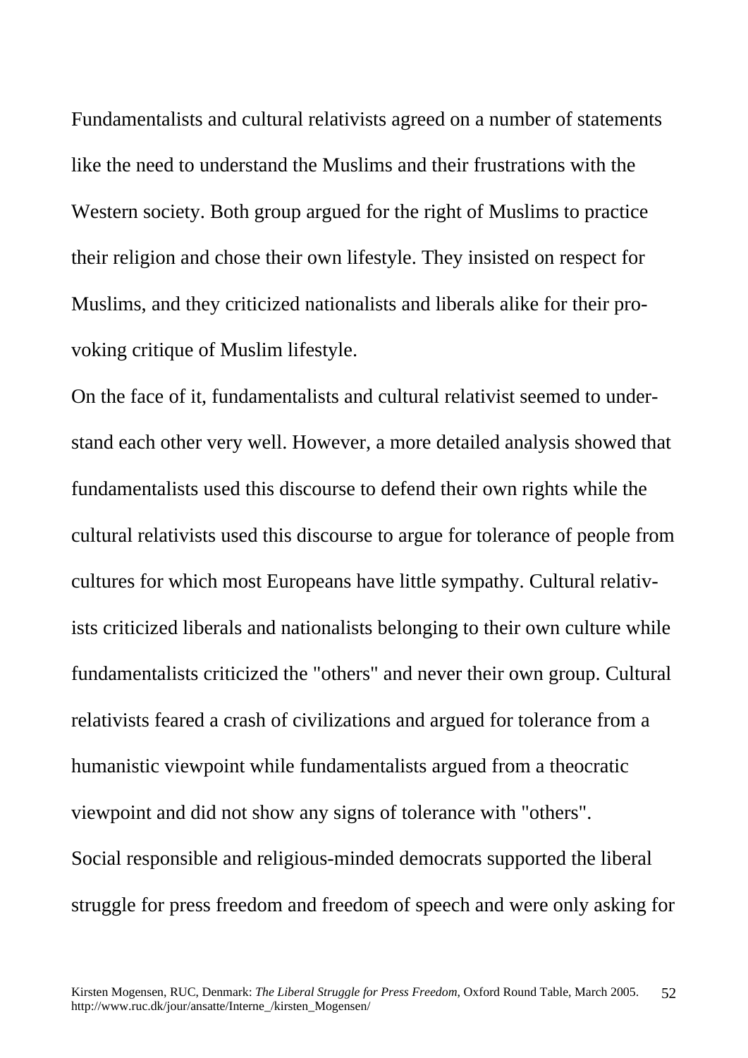Fundamentalists and cultural relativists agreed on a number of statements like the need to understand the Muslims and their frustrations with the Western society. Both group argued for the right of Muslims to practice their religion and chose their own lifestyle. They insisted on respect for Muslims, and they criticized nationalists and liberals alike for their provoking critique of Muslim lifestyle.

On the face of it, fundamentalists and cultural relativist seemed to understand each other very well. However, a more detailed analysis showed that fundamentalists used this discourse to defend their own rights while the cultural relativists used this discourse to argue for tolerance of people from cultures for which most Europeans have little sympathy. Cultural relativists criticized liberals and nationalists belonging to their own culture while fundamentalists criticized the "others" and never their own group. Cultural relativists feared a crash of civilizations and argued for tolerance from a humanistic viewpoint while fundamentalists argued from a theocratic viewpoint and did not show any signs of tolerance with "others".

Social responsible and religious-minded democrats supported the liberal struggle for press freedom and freedom of speech and were only asking for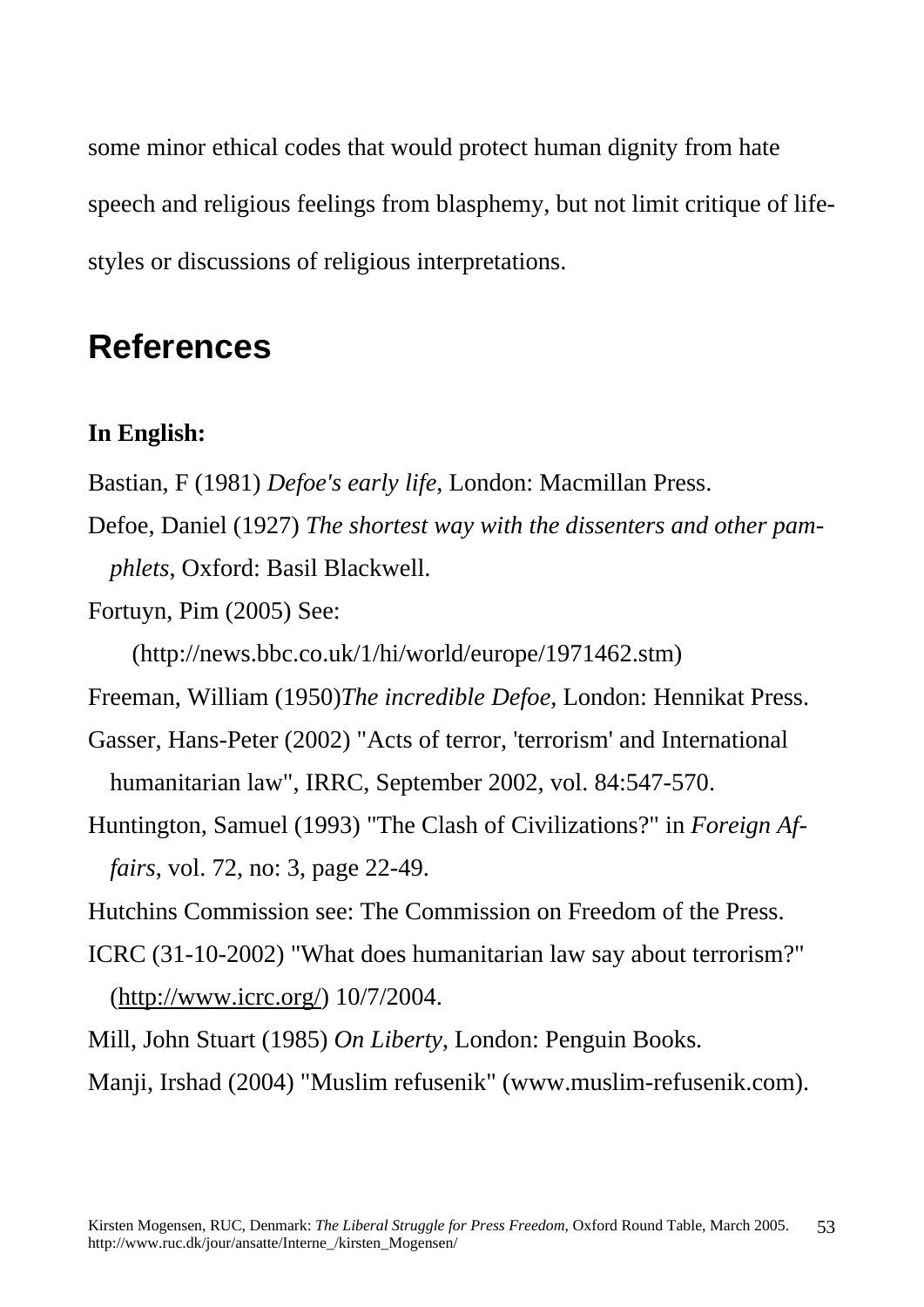some minor ethical codes that would protect human dignity from hate speech and religious feelings from blasphemy, but not limit critique of life-styles or discussions of religious interpretations.

## References

**In English:**

Bastian, F (1981) *Defoe's early life*, London: Macmillan Press.

Defoe, Daniel (1927) *The shortest way with the dissenters and other pamphlets*, Oxford: Basil Blackwell.

Fortuyn, Pim (2005) See:
(http://news.bbc.co.uk/1/hi/world/europe/1971462.stm)

Freeman, William (1950)*The incredible Defoe,* London: Hennikat Press.

Gasser, Hans-Peter (2002) "Acts of terror, 'terrorism' and International humanitarian law", IRRC, September 2002, vol. 84:547-570.

Huntington, Samuel (1993) "The Clash of Civilizations?" in *Foreign Affairs*, vol. 72, no: 3, page 22-49.

Hutchins Commission see: The Commission on Freedom of the Press.

ICRC (31-10-2002) "What does humanitarian law say about terrorism?" (http://www.icrc.org/) 10/7/2004.

Mill, John Stuart (1985) *On Liberty*, London: Penguin Books.

Manji, Irshad (2004) "Muslim refusenik" (www.muslim-refusenik.com).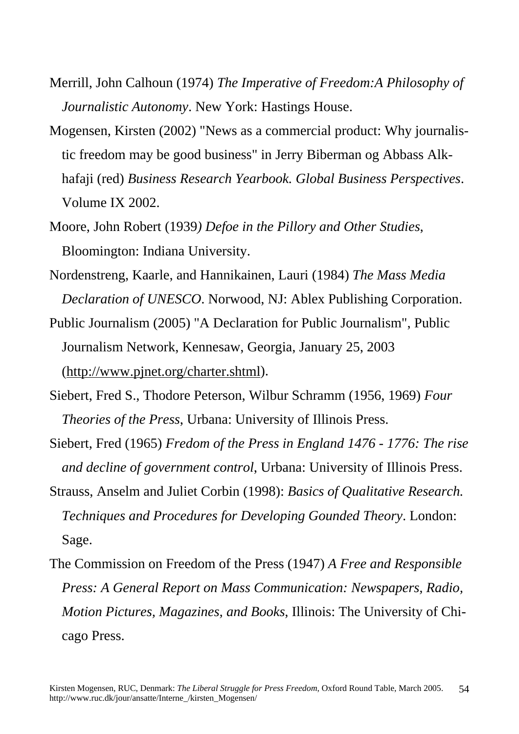Merrill, John Calhoun (1974) *The Imperative of Freedom:A Philosophy of Journalistic Autonomy*. New York: Hastings House.

Mogensen, Kirsten (2002) "News as a commercial product: Why journalistic freedom may be good business" in Jerry Biberman og Abbass Alkhafaji (red) *Business Research Yearbook. Global Business Perspectives*. Volume IX 2002.

Moore, John Robert (1939*) Defoe in the Pillory and Other Studies*, Bloomington: Indiana University.

Nordenstreng, Kaarle, and Hannikainen, Lauri (1984) *The Mass Media Declaration of UNESCO*. Norwood, NJ: Ablex Publishing Corporation.

Public Journalism (2005) "A Declaration for Public Journalism", Public Journalism Network, Kennesaw, Georgia, January 25, 2003 (http://www.pjnet.org/charter.shtml).

Siebert, Fred S., Thodore Peterson, Wilbur Schramm (1956, 1969) *Four Theories of the Press*, Urbana: University of Illinois Press.

Siebert, Fred (1965) *Fredom of the Press in England 1476 - 1776: The rise and decline of government control*, Urbana: University of Illinois Press.

Strauss, Anselm and Juliet Corbin (1998): *Basics of Qualitative Research. Techniques and Procedures for Developing Gounded Theory*. London: Sage.

The Commission on Freedom of the Press (1947) *A Free and Responsible Press: A General Report on Mass Communication: Newspapers, Radio, Motion Pictures, Magazines, and Books*, Illinois: The University of Chicago Press.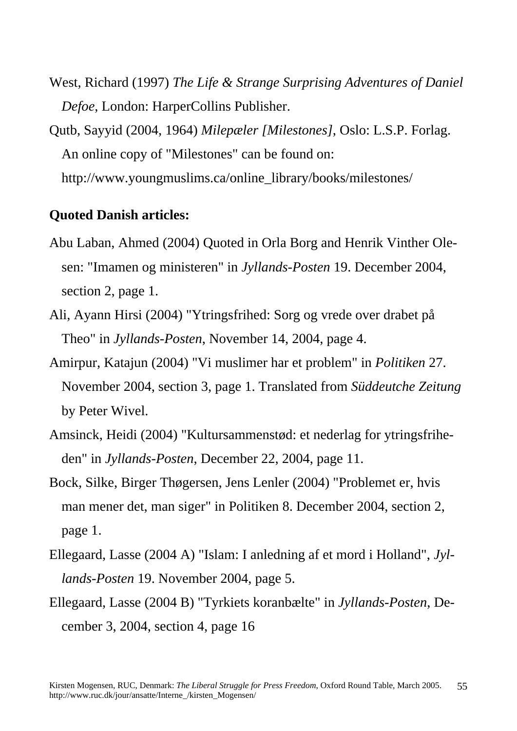West, Richard (1997) *The Life & Strange Surprising Adventures of Daniel Defoe*, London: HarperCollins Publisher.

Qutb, Sayyid (2004, 1964) *Milepæler [Milestones]*, Oslo: L.S.P. Forlag. An online copy of "Milestones" can be found on: http://www.youngmuslims.ca/online_library/books/milestones/

**Quoted Danish articles:**

Abu Laban, Ahmed (2004) Quoted in Orla Borg and Henrik Vinther Olesen: "Imamen og ministeren" in *Jyllands-Posten* 19. December 2004, section 2, page 1.

Ali, Ayann Hirsi (2004) "Ytringsfrihed: Sorg og vrede over drabet på Theo" in *Jyllands-Posten*, November 14, 2004, page 4.

Amirpur, Katajun (2004) "Vi muslimer har et problem" in *Politiken* 27. November 2004, section 3, page 1. Translated from *Süddeutche Zeitung* by Peter Wivel.

Amsinck, Heidi (2004) "Kultursammenstød: et nederlag for ytringsfriheden" in *Jyllands-Posten*, December 22, 2004, page 11.

Bock, Silke, Birger Thøgersen, Jens Lenler (2004) "Problemet er, hvis man mener det, man siger" in Politiken 8. December 2004, section 2, page 1.

Ellegaard, Lasse (2004 A) "Islam: I anledning af et mord i Holland", *Jyllands-Posten* 19. November 2004, page 5.

Ellegaard, Lasse (2004 B) "Tyrkiets koranbælte" in *Jyllands-Posten*, December 3, 2004, section 4, page 16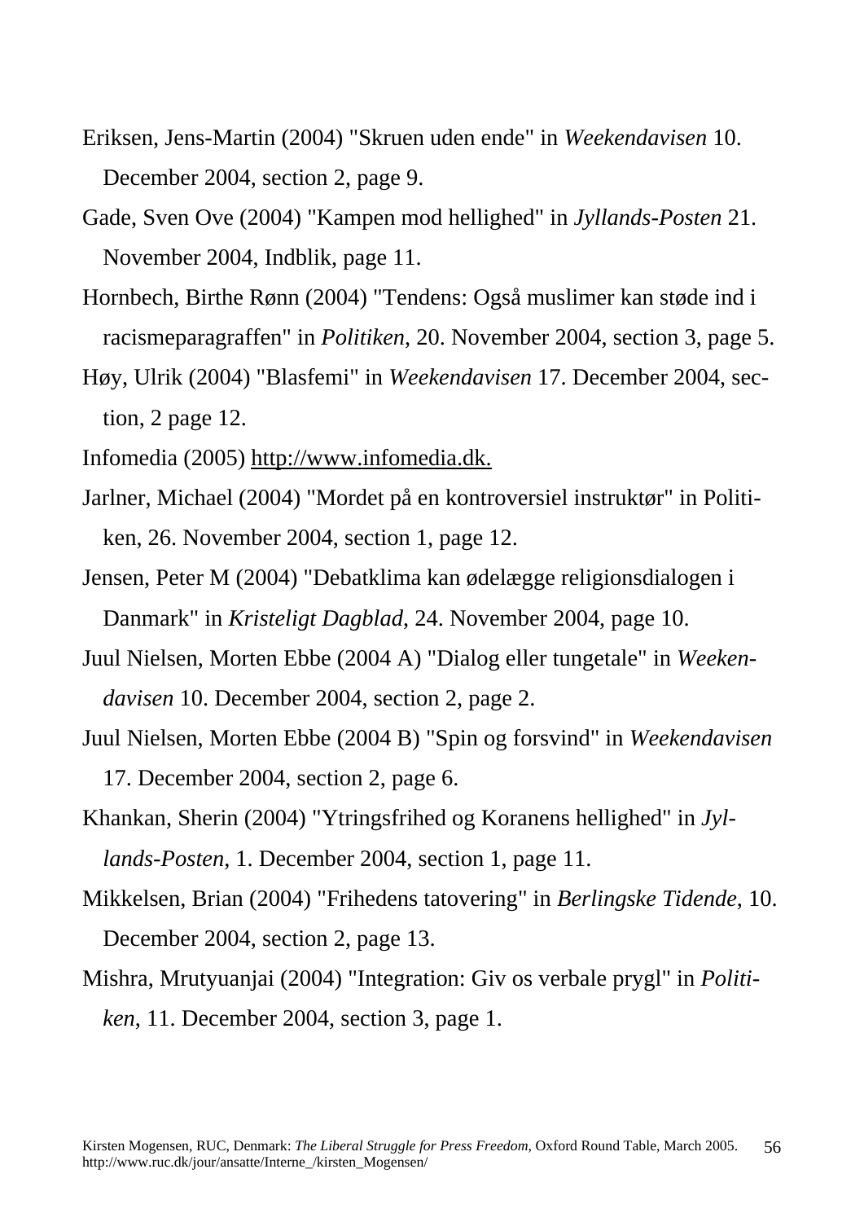Eriksen, Jens-Martin (2004) "Skruen uden ende" in *Weekendavisen* 10. December 2004, section 2, page 9.

Gade, Sven Ove (2004) "Kampen mod hellighed" in *Jyllands-Posten* 21. November 2004, Indblik, page 11.

Hornbech, Birthe Rønn (2004) "Tendens: Også muslimer kan støde ind i racismeparagraffen" in *Politiken*, 20. November 2004, section 3, page 5.

Høy, Ulrik (2004) "Blasfemi" in *Weekendavisen* 17. December 2004, section, 2 page 12.

Infomedia (2005) http://www.infomedia.dk.

Jarlner, Michael (2004) "Mordet på en kontroversiel instruktør" in Politiken, 26. November 2004, section 1, page 12.

Jensen, Peter M (2004) "Debatklima kan ødelægge religionsdialogen i Danmark" in *Kristeligt Dagblad*, 24. November 2004, page 10.

Juul Nielsen, Morten Ebbe (2004 A) "Dialog eller tungetale" in *Weekendavisen* 10. December 2004, section 2, page 2.

Juul Nielsen, Morten Ebbe (2004 B) "Spin og forsvind" in *Weekendavisen* 17. December 2004, section 2, page 6.

Khankan, Sherin (2004) "Ytringsfrihed og Koranens hellighed" in *Jyllands-Posten*, 1. December 2004, section 1, page 11.

Mikkelsen, Brian (2004) "Frihedens tatovering" in *Berlingske Tidende*, 10. December 2004, section 2, page 13.

Mishra, Mrutyuanjai (2004) "Integration: Giv os verbale prygl" in *Politiken*, 11. December 2004, section 3, page 1.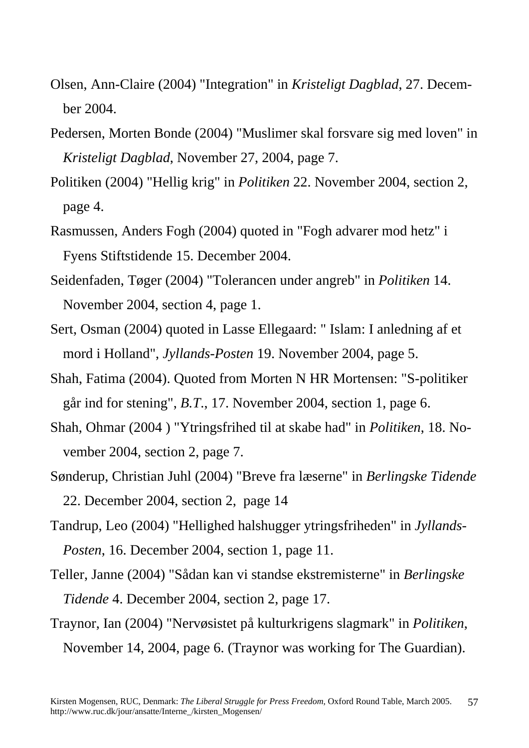Olsen, Ann-Claire (2004) "Integration" in *Kristeligt Dagblad*, 27. December 2004.

Pedersen, Morten Bonde (2004) "Muslimer skal forsvare sig med loven" in *Kristeligt Dagblad*, November 27, 2004, page 7.

Politiken (2004) "Hellig krig" in *Politiken* 22. November 2004, section 2, page 4.

Rasmussen, Anders Fogh (2004) quoted in "Fogh advarer mod hetz" i Fyens Stiftstidende 15. December 2004.

Seidenfaden, Tøger (2004) "Tolerancen under angreb" in *Politiken* 14. November 2004, section 4, page 1.

Sert, Osman (2004) quoted in Lasse Ellegaard: " Islam: I anledning af et mord i Holland", *Jyllands-Posten* 19. November 2004, page 5.

Shah, Fatima (2004). Quoted from Morten N HR Mortensen: "S-politiker går ind for stening", *B.T.*, 17. November 2004, section 1, page 6.

Shah, Ohmar (2004 ) "Ytringsfrihed til at skabe had" in *Politiken*, 18. November 2004, section 2, page 7.

Sønderup, Christian Juhl (2004) "Breve fra læserne" in *Berlingske Tidende* 22. December 2004, section 2, page 14

Tandrup, Leo (2004) "Hellighed halshugger ytringsfriheden" in *Jyllands-Posten*, 16. December 2004, section 1, page 11.

Teller, Janne (2004) "Sådan kan vi standse ekstremisterne" in *Berlingske Tidende* 4. December 2004, section 2, page 17.

Traynor, Ian (2004) "Nervøsistet på kulturkrigens slagmark" in *Politiken*, November 14, 2004, page 6. (Traynor was working for The Guardian).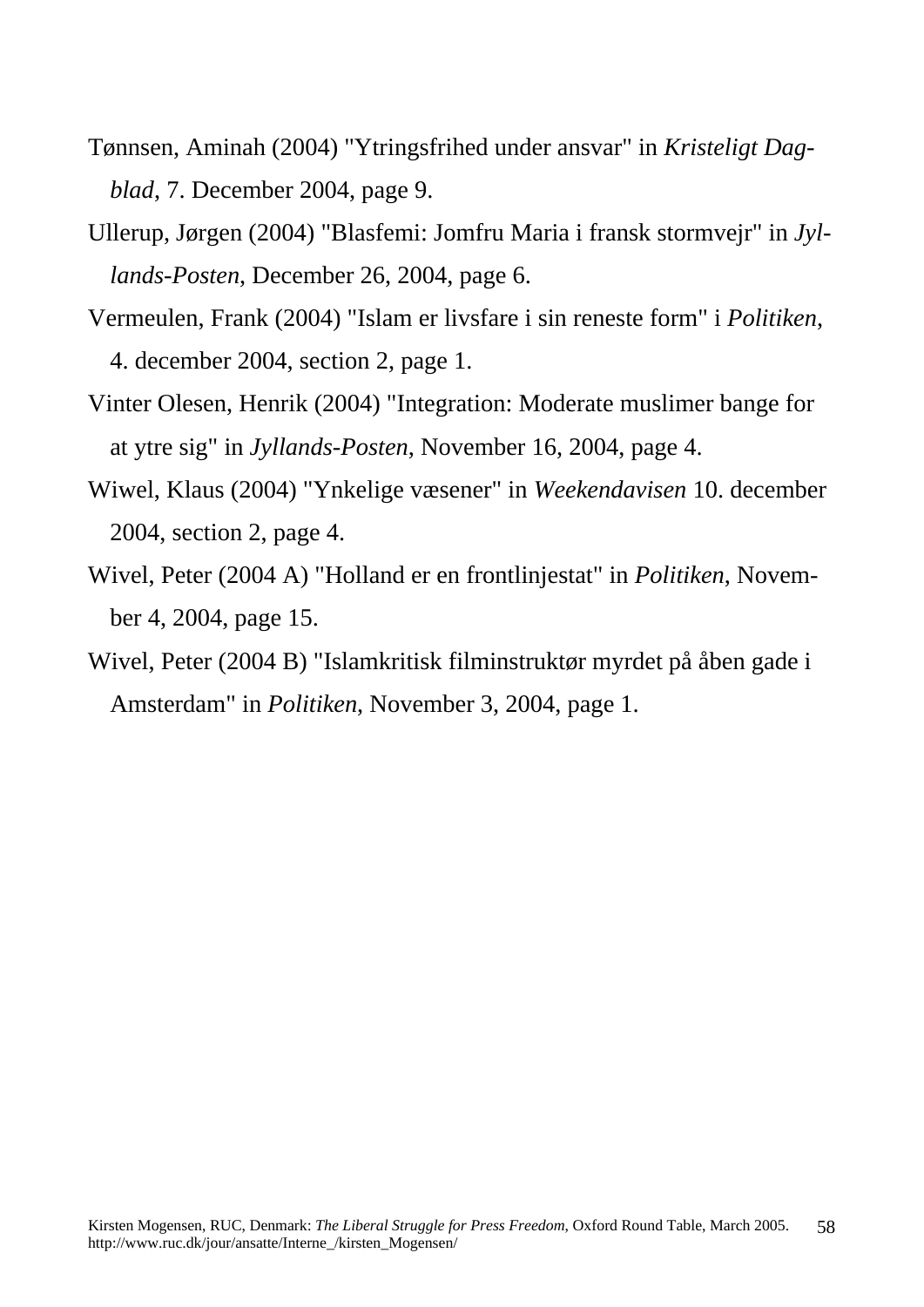Tønnsen, Aminah (2004) "Ytringsfrihed under ansvar" in *Kristeligt Dagblad*, 7. December 2004, page 9.

Ullerup, Jørgen (2004) "Blasfemi: Jomfru Maria i fransk stormvejr" in *Jyllands-Posten*, December 26, 2004, page 6.

Vermeulen, Frank (2004) "Islam er livsfare i sin reneste form" i *Politiken*, 4. december 2004, section 2, page 1.

Vinter Olesen, Henrik (2004) "Integration: Moderate muslimer bange for at ytre sig" in *Jyllands-Posten*, November 16, 2004, page 4.

Wiwel, Klaus (2004) "Ynkelige væsener" in *Weekendavisen* 10. december 2004, section 2, page 4.

Wivel, Peter (2004 A) "Holland er en frontlinjestat" in *Politiken*, November 4, 2004, page 15.

Wivel, Peter (2004 B) "Islamkritisk filminstruktør myrdet på åben gade i Amsterdam" in *Politiken*, November 3, 2004, page 1.